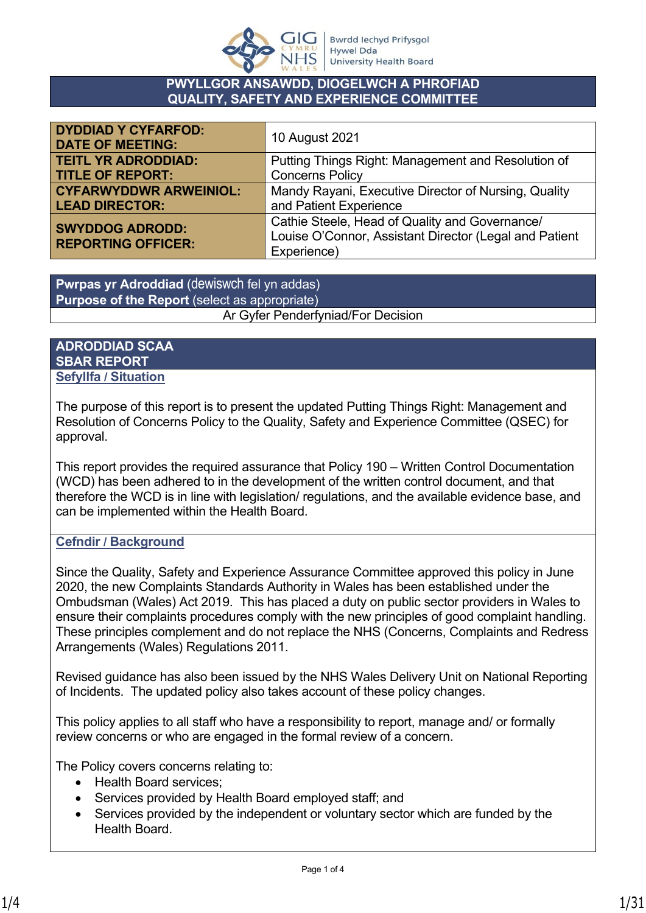# PWYLLGOR ANSAWDD, DIOGELWCH A PHROFIAD
# QUALITY, SAFETY AND EXPERIENCE COMMITTEE

| | |
|---|---|
| **DYDDIAD Y CYFARFOD: DATE OF MEETING:** | 10 August 2021 |
| **TEITL YR ADRODDIAD: TITLE OF REPORT:** | Putting Things Right: Management and Resolution of Concerns Policy |
| **CYFARWYDDWR ARWEINIOL: LEAD DIRECTOR:** | Mandy Rayani, Executive Director of Nursing, Quality and Patient Experience |
| **SWYDDOG ADRODD: REPORTING OFFICER:** | Cathie Steele, Head of Quality and Governance/ Louise O'Connor, Assistant Director (Legal and Patient Experience) |

| **Pwrpas yr Adroddiad** (dewiswch fel yn addas) **Purpose of the Report** (select as appropriate) |
|---|
| Ar Gyfer Penderfyniad/For Decision |

## ADRODDIAD SCAA
## SBAR REPORT

### Sefyllfa / Situation

The purpose of this report is to present the updated Putting Things Right: Management and Resolution of Concerns Policy to the Quality, Safety and Experience Committee (QSEC) for approval.

This report provides the required assurance that Policy 190 – Written Control Documentation (WCD) has been adhered to in the development of the written control document, and that therefore the WCD is in line with legislation/ regulations, and the available evidence base, and can be implemented within the Health Board.

### Cefndir / Background

Since the Quality, Safety and Experience Assurance Committee approved this policy in June 2020, the new Complaints Standards Authority in Wales has been established under the Ombudsman (Wales) Act 2019. This has placed a duty on public sector providers in Wales to ensure their complaints procedures comply with the new principles of good complaint handling. These principles complement and do not replace the NHS (Concerns, Complaints and Redress Arrangements (Wales) Regulations 2011.

Revised guidance has also been issued by the NHS Wales Delivery Unit on National Reporting of Incidents. The updated policy also takes account of these policy changes.

This policy applies to all staff who have a responsibility to report, manage and/ or formally review concerns or who are engaged in the formal review of a concern.

The Policy covers concerns relating to:

- Health Board services;
- Services provided by Health Board employed staff; and
- Services provided by the independent or voluntary sector which are funded by the Health Board.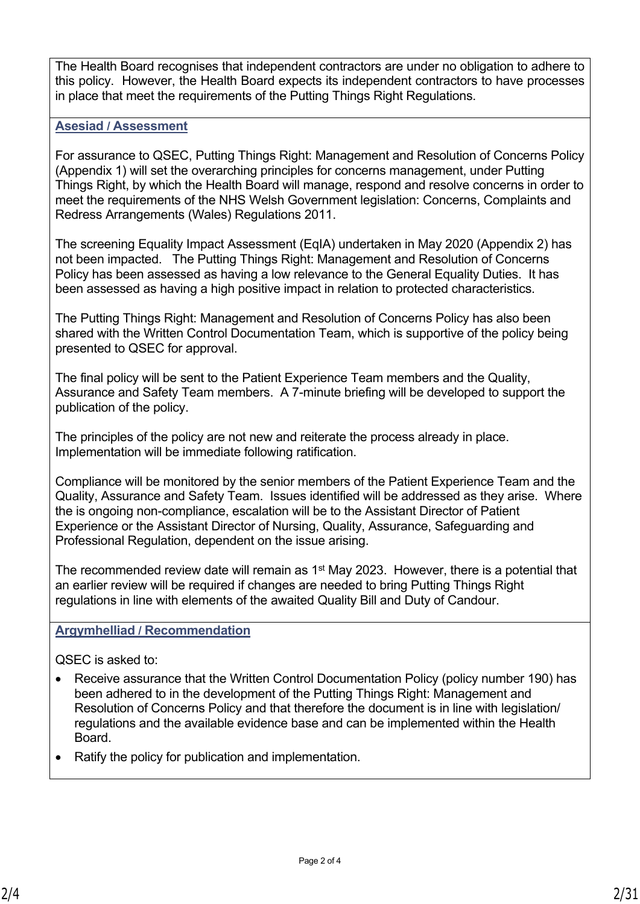The Health Board recognises that independent contractors are under no obligation to adhere to this policy. However, the Health Board expects its independent contractors to have processes in place that meet the requirements of the Putting Things Right Regulations.

## Asesiad / Assessment

For assurance to QSEC, Putting Things Right: Management and Resolution of Concerns Policy (Appendix 1) will set the overarching principles for concerns management, under Putting Things Right, by which the Health Board will manage, respond and resolve concerns in order to meet the requirements of the NHS Welsh Government legislation: Concerns, Complaints and Redress Arrangements (Wales) Regulations 2011.

The screening Equality Impact Assessment (EqIA) undertaken in May 2020 (Appendix 2) has not been impacted. The Putting Things Right: Management and Resolution of Concerns Policy has been assessed as having a low relevance to the General Equality Duties. It has been assessed as having a high positive impact in relation to protected characteristics.

The Putting Things Right: Management and Resolution of Concerns Policy has also been shared with the Written Control Documentation Team, which is supportive of the policy being presented to QSEC for approval.

The final policy will be sent to the Patient Experience Team members and the Quality, Assurance and Safety Team members. A 7-minute briefing will be developed to support the publication of the policy.

The principles of the policy are not new and reiterate the process already in place. Implementation will be immediate following ratification.

Compliance will be monitored by the senior members of the Patient Experience Team and the Quality, Assurance and Safety Team. Issues identified will be addressed as they arise. Where the is ongoing non-compliance, escalation will be to the Assistant Director of Patient Experience or the Assistant Director of Nursing, Quality, Assurance, Safeguarding and Professional Regulation, dependent on the issue arising.

The recommended review date will remain as 1st May 2023. However, there is a potential that an earlier review will be required if changes are needed to bring Putting Things Right regulations in line with elements of the awaited Quality Bill and Duty of Candour.

## Argymhelliad / Recommendation

QSEC is asked to:

- Receive assurance that the Written Control Documentation Policy (policy number 190) has been adhered to in the development of the Putting Things Right: Management and Resolution of Concerns Policy and that therefore the document is in line with legislation/ regulations and the available evidence base and can be implemented within the Health Board.
- Ratify the policy for publication and implementation.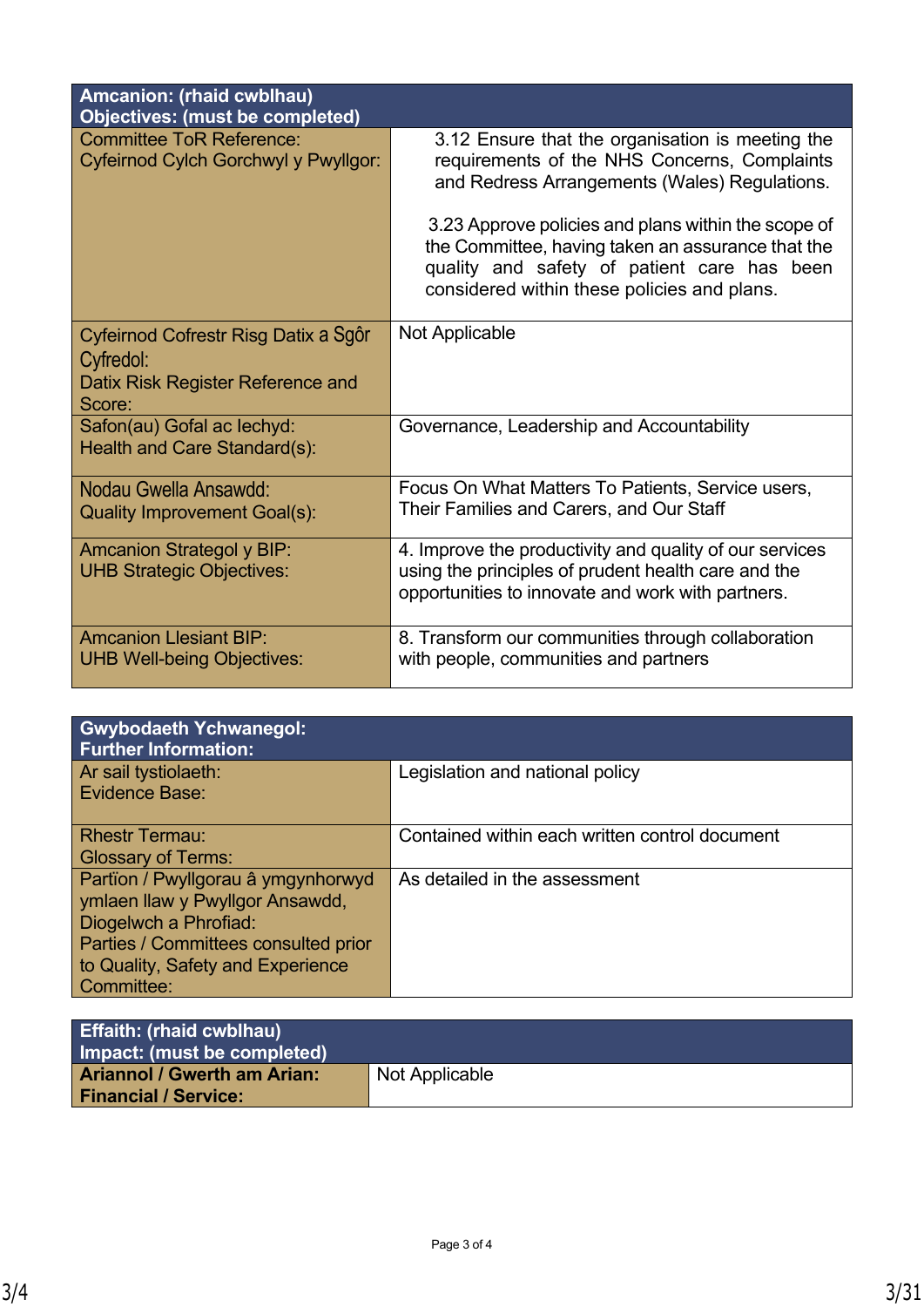| **Amcanion: (rhaid cwblhau)<br>Objectives: (must be completed)** | |
|---|---|
| Committee ToR Reference:<br>Cyfeirnod Cylch Gorchwyl y Pwyllgor: | 3.12 Ensure that the organisation is meeting the requirements of the NHS Concerns, Complaints and Redress Arrangements (Wales) Regulations.<br><br>3.23 Approve policies and plans within the scope of the Committee, having taken an assurance that the quality and safety of patient care has been considered within these policies and plans. |
| Cyfeirnod Cofrestr Risg Datix a Sgôr Cyfredol:<br>Datix Risk Register Reference and Score: | Not Applicable |
| Safon(au) Gofal ac Iechyd:<br>Health and Care Standard(s): | Governance, Leadership and Accountability |
| Nodau Gwella Ansawdd:<br>Quality Improvement Goal(s): | Focus On What Matters To Patients, Service users, Their Families and Carers, and Our Staff |
| Amcanion Strategol y BIP:<br>UHB Strategic Objectives: | 4. Improve the productivity and quality of our services using the principles of prudent health care and the opportunities to innovate and work with partners. |
| Amcanion Llesiant BIP:<br>UHB Well-being Objectives: | 8. Transform our communities through collaboration with people, communities and partners |

| **Gwybodaeth Ychwanegol:<br>Further Information:** | |
|---|---|
| Ar sail tystiolaeth:<br>Evidence Base: | Legislation and national policy |
| Rhestr Termau:<br>Glossary of Terms: | Contained within each written control document |
| Partïon / Pwyllgorau â ymgynhorwyd ymlaen llaw y Pwyllgor Ansawdd, Diogelwch a Phrofiad:<br>Parties / Committees consulted prior to Quality, Safety and Experience Committee: | As detailed in the assessment |

| **Effaith: (rhaid cwblhau)<br>Impact: (must be completed)** | |
|---|---|
| **Ariannol / Gwerth am Arian:<br>Financial / Service:** | Not Applicable |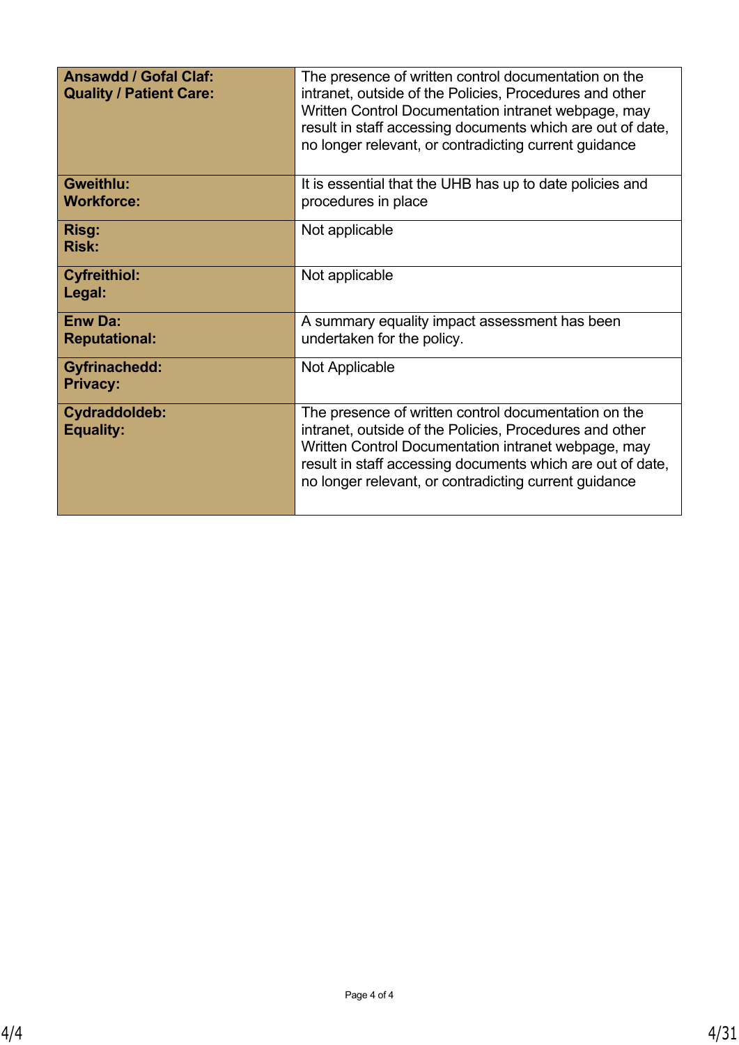| **Ansawdd / Gofal Claf:**<br>**Quality / Patient Care:** | The presence of written control documentation on the intranet, outside of the Policies, Procedures and other Written Control Documentation intranet webpage, may result in staff accessing documents which are out of date, no longer relevant, or contradicting current guidance |
|---|---|
| **Gweithlu:**<br>**Workforce:** | It is essential that the UHB has up to date policies and procedures in place |
| **Risg:**<br>**Risk:** | Not applicable |
| **Cyfreithiol:**<br>**Legal:** | Not applicable |
| **Enw Da:**<br>**Reputational:** | A summary equality impact assessment has been undertaken for the policy. |
| **Gyfrinachedd:**<br>**Privacy:** | Not Applicable |
| **Cydraddoldeb:**<br>**Equality:** | The presence of written control documentation on the intranet, outside of the Policies, Procedures and other Written Control Documentation intranet webpage, may result in staff accessing documents which are out of date, no longer relevant, or contradicting current guidance |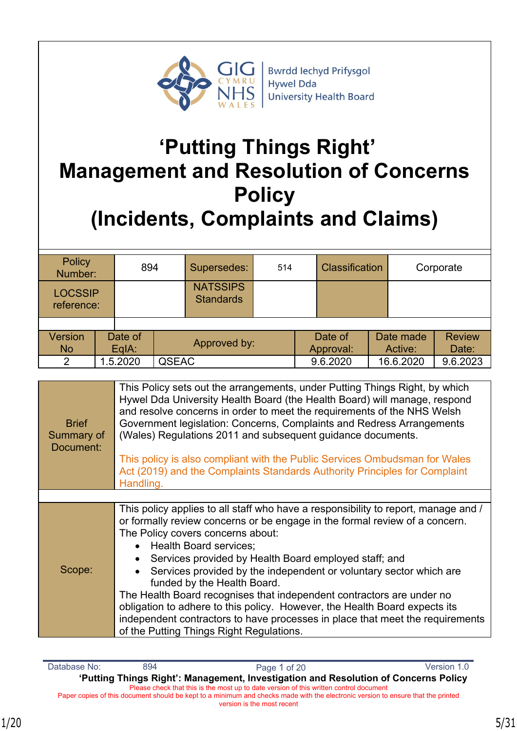Bwrdd Iechyd Prifysgol Hywel Dda University Health Board

# 'Putting Things Right' Management and Resolution of Concerns Policy (Incidents, Complaints and Claims)

| Policy Number: | 894 | Supersedes: | 514 | Classification | Corporate |
|---|---|---|---|---|---|
| LOCSSIP reference: | | NATSSIPS Standards | | | |

| Version No | Date of EqIA: | Approved by: | Date of Approval: | Date made Active: | Review Date: |
|---|---|---|---|---|---|
| 2 | 1.5.2020 | QSEAC | 9.6.2020 | 16.6.2020 | 9.6.2023 |

| | |
|---|---|
| Brief Summary of Document: | This Policy sets out the arrangements, under Putting Things Right, by which Hywel Dda University Health Board (the Health Board) will manage, respond and resolve concerns in order to meet the requirements of the NHS Welsh Government legislation: Concerns, Complaints and Redress Arrangements (Wales) Regulations 2011 and subsequent guidance documents.<br><br>This policy is also compliant with the Public Services Ombudsman for Wales Act (2019) and the Complaints Standards Authority Principles for Complaint Handling. |
| Scope: | This policy applies to all staff who have a responsibility to report, manage and / or formally review concerns or be engage in the formal review of a concern. The Policy covers concerns about:<br>• Health Board services;<br>• Services provided by Health Board employed staff; and<br>• Services provided by the independent or voluntary sector which are funded by the Health Board.<br>The Health Board recognises that independent contractors are under no obligation to adhere to this policy. However, the Health Board expects its independent contractors to have processes in place that meet the requirements of the Putting Things Right Regulations. |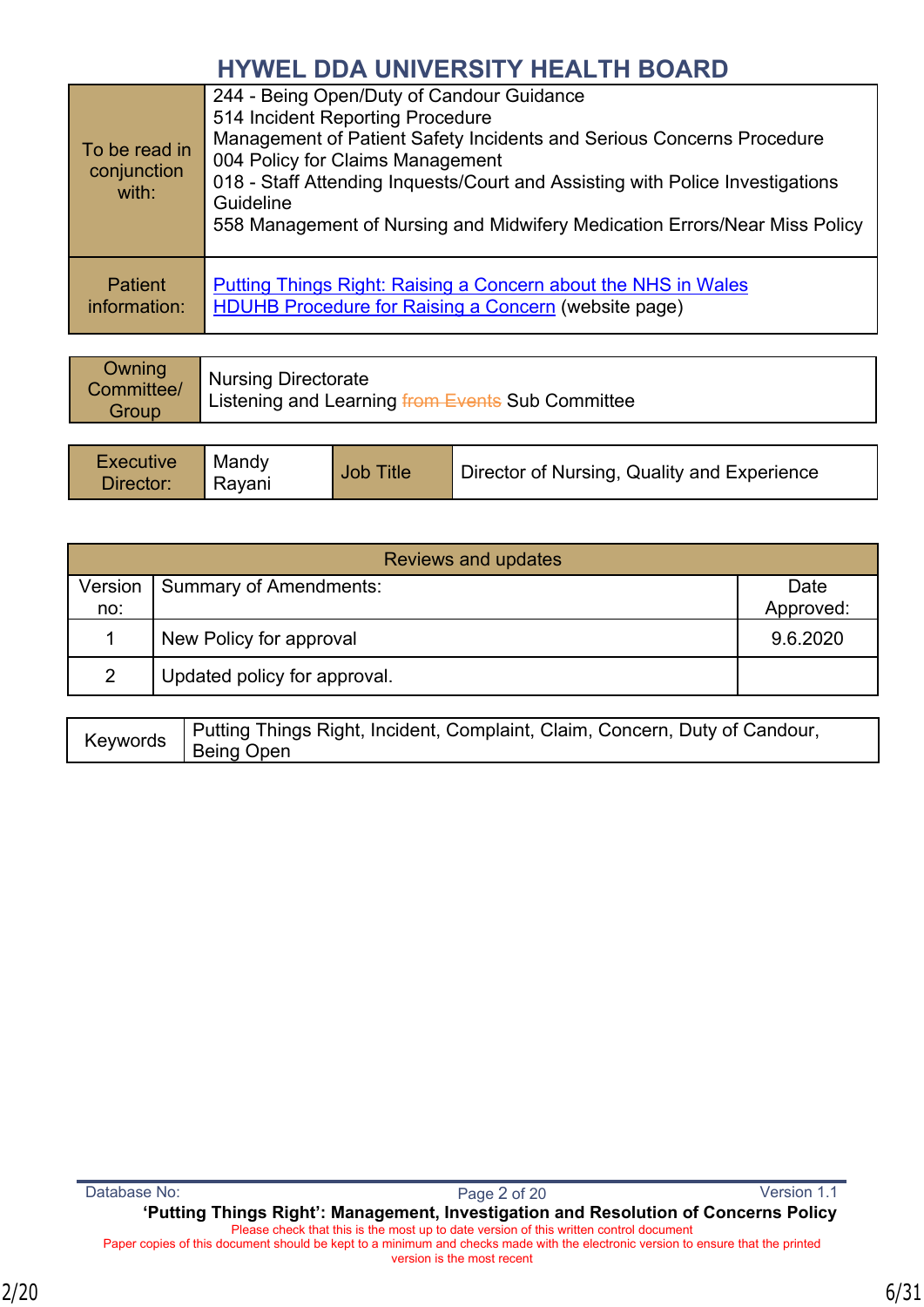# HYWEL DDA UNIVERSITY HEALTH BOARD

| To be read in conjunction with: | 244 - Being Open/Duty of Candour Guidance<br>514 Incident Reporting Procedure<br>Management of Patient Safety Incidents and Serious Concerns Procedure<br>004 Policy for Claims Management<br>018 - Staff Attending Inquests/Court and Assisting with Police Investigations Guideline<br>558 Management of Nursing and Midwifery Medication Errors/Near Miss Policy |
|---|---|
| Patient information: | Putting Things Right: Raising a Concern about the NHS in Wales<br>HDUHB Procedure for Raising a Concern (website page) |

| Owning Committee/ Group | Nursing Directorate<br>Listening and Learning ~~from Events~~ Sub Committee |
|---|---|

| Executive Director: | Mandy Rayani | Job Title | Director of Nursing, Quality and Experience |
|---|---|---|---|

| Reviews and updates | | |
|---|---|---|
| Version no: | Summary of Amendments: | Date Approved: |
| 1 | New Policy for approval | 9.6.2020 |
| 2 | Updated policy for approval. | |

| Keywords | Putting Things Right, Incident, Complaint, Claim, Concern, Duty of Candour, Being Open |
|---|---|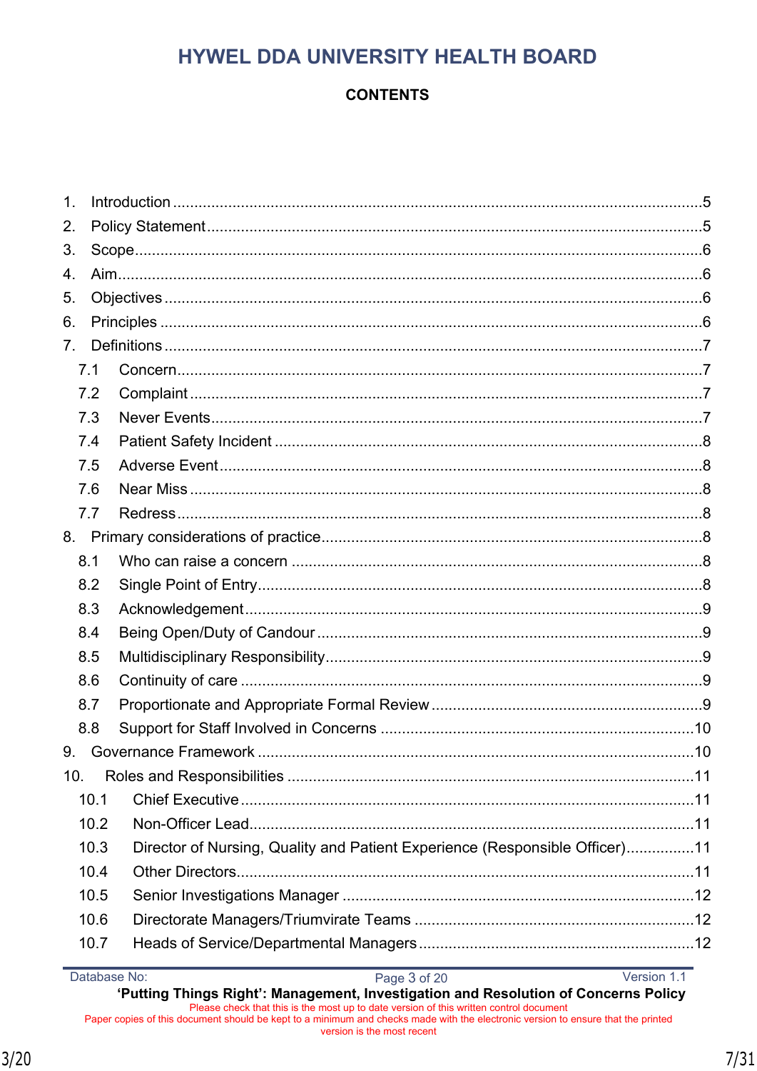# HYWEL DDA UNIVERSITY HEALTH BOARD

**CONTENTS**

1. Introduction ............................................................................................................5
2. Policy Statement ....................................................................................................5
3. Scope .....................................................................................................................6
4. Aim .........................................................................................................................6
5. Objectives ..............................................................................................................6
6. Principles ...............................................................................................................6
7. Definitions ..............................................................................................................7
   - 7.1 Concern ..........................................................................................................7
   - 7.2 Complaint ........................................................................................................7
   - 7.3 Never Events ...................................................................................................7
   - 7.4 Patient Safety Incident ....................................................................................8
   - 7.5 Adverse Event .................................................................................................8
   - 7.6 Near Miss ........................................................................................................8
   - 7.7 Redress ...........................................................................................................8
8. Primary considerations of practice .........................................................................8
   - 8.1 Who can raise a concern ................................................................................8
   - 8.2 Single Point of Entry ........................................................................................8
   - 8.3 Acknowledgement ...........................................................................................9
   - 8.4 Being Open/Duty of Candour ..........................................................................9
   - 8.5 Multidisciplinary Responsibility ........................................................................9
   - 8.6 Continuity of care ............................................................................................9
   - 8.7 Proportionate and Appropriate Formal Review ...............................................9
   - 8.8 Support for Staff Involved in Concerns ..........................................................10
9. Governance Framework .......................................................................................10
10. Roles and Responsibilities ...................................................................................11
    - 10.1 Chief Executive ............................................................................................11
    - 10.2 Non-Officer Lead ..........................................................................................11
    - 10.3 Director of Nursing, Quality and Patient Experience (Responsible Officer) ................11
    - 10.4 Other Directors ............................................................................................11
    - 10.5 Senior Investigations Manager ....................................................................12
    - 10.6 Directorate Managers/Triumvirate Teams ...................................................12
    - 10.7 Heads of Service/Departmental Managers ..................................................12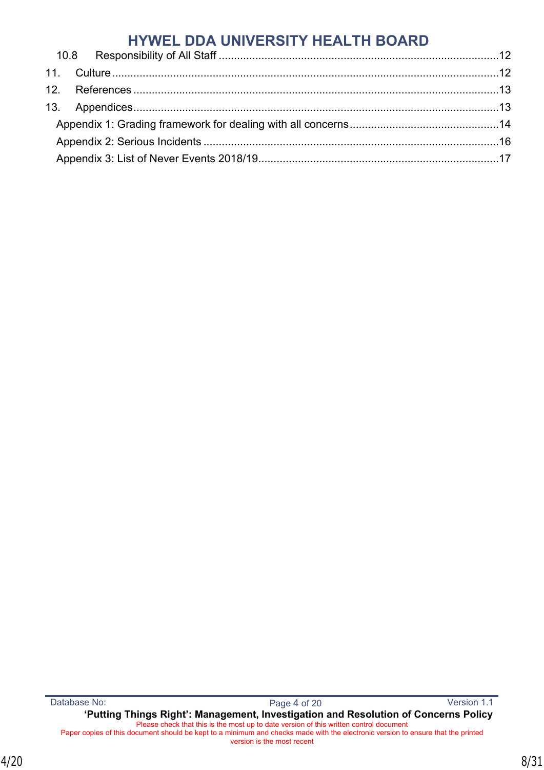10.8 Responsibility of All Staff ....................................................................................12

11. Culture ....................................................................................................................12

12. References ..............................................................................................................13

13. Appendices..............................................................................................................13

Appendix 1: Grading framework for dealing with all concerns.................................................14

Appendix 2: Serious Incidents ....................................................................................16

Appendix 3: List of Never Events 2018/19.....................................................................17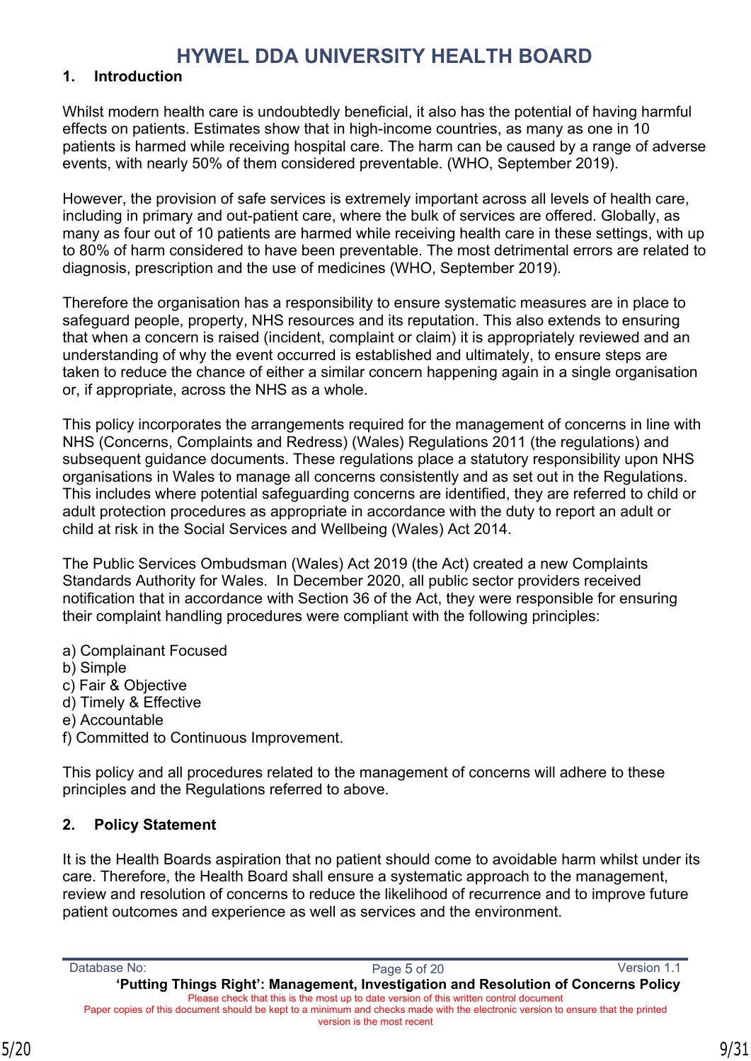# HYWEL DDA UNIVERSITY HEALTH BOARD

## 1. Introduction

Whilst modern health care is undoubtedly beneficial, it also has the potential of having harmful effects on patients. Estimates show that in high-income countries, as many as one in 10 patients is harmed while receiving hospital care. The harm can be caused by a range of adverse events, with nearly 50% of them considered preventable. (WHO, September 2019).

However, the provision of safe services is extremely important across all levels of health care, including in primary and out-patient care, where the bulk of services are offered. Globally, as many as four out of 10 patients are harmed while receiving health care in these settings, with up to 80% of harm considered to have been preventable. The most detrimental errors are related to diagnosis, prescription and the use of medicines (WHO, September 2019).

Therefore the organisation has a responsibility to ensure systematic measures are in place to safeguard people, property, NHS resources and its reputation. This also extends to ensuring that when a concern is raised (incident, complaint or claim) it is appropriately reviewed and an understanding of why the event occurred is established and ultimately, to ensure steps are taken to reduce the chance of either a similar concern happening again in a single organisation or, if appropriate, across the NHS as a whole.

This policy incorporates the arrangements required for the management of concerns in line with NHS (Concerns, Complaints and Redress) (Wales) Regulations 2011 (the regulations) and subsequent guidance documents. These regulations place a statutory responsibility upon NHS organisations in Wales to manage all concerns consistently and as set out in the Regulations. This includes where potential safeguarding concerns are identified, they are referred to child or adult protection procedures as appropriate in accordance with the duty to report an adult or child at risk in the Social Services and Wellbeing (Wales) Act 2014.

The Public Services Ombudsman (Wales) Act 2019 (the Act) created a new Complaints Standards Authority for Wales. In December 2020, all public sector providers received notification that in accordance with Section 36 of the Act, they were responsible for ensuring their complaint handling procedures were compliant with the following principles:

a) Complainant Focused
b) Simple
c) Fair & Objective
d) Timely & Effective
e) Accountable
f) Committed to Continuous Improvement.

This policy and all procedures related to the management of concerns will adhere to these principles and the Regulations referred to above.

## 2. Policy Statement

It is the Health Boards aspiration that no patient should come to avoidable harm whilst under its care. Therefore, the Health Board shall ensure a systematic approach to the management, review and resolution of concerns to reduce the likelihood of recurrence and to improve future patient outcomes and experience as well as services and the environment.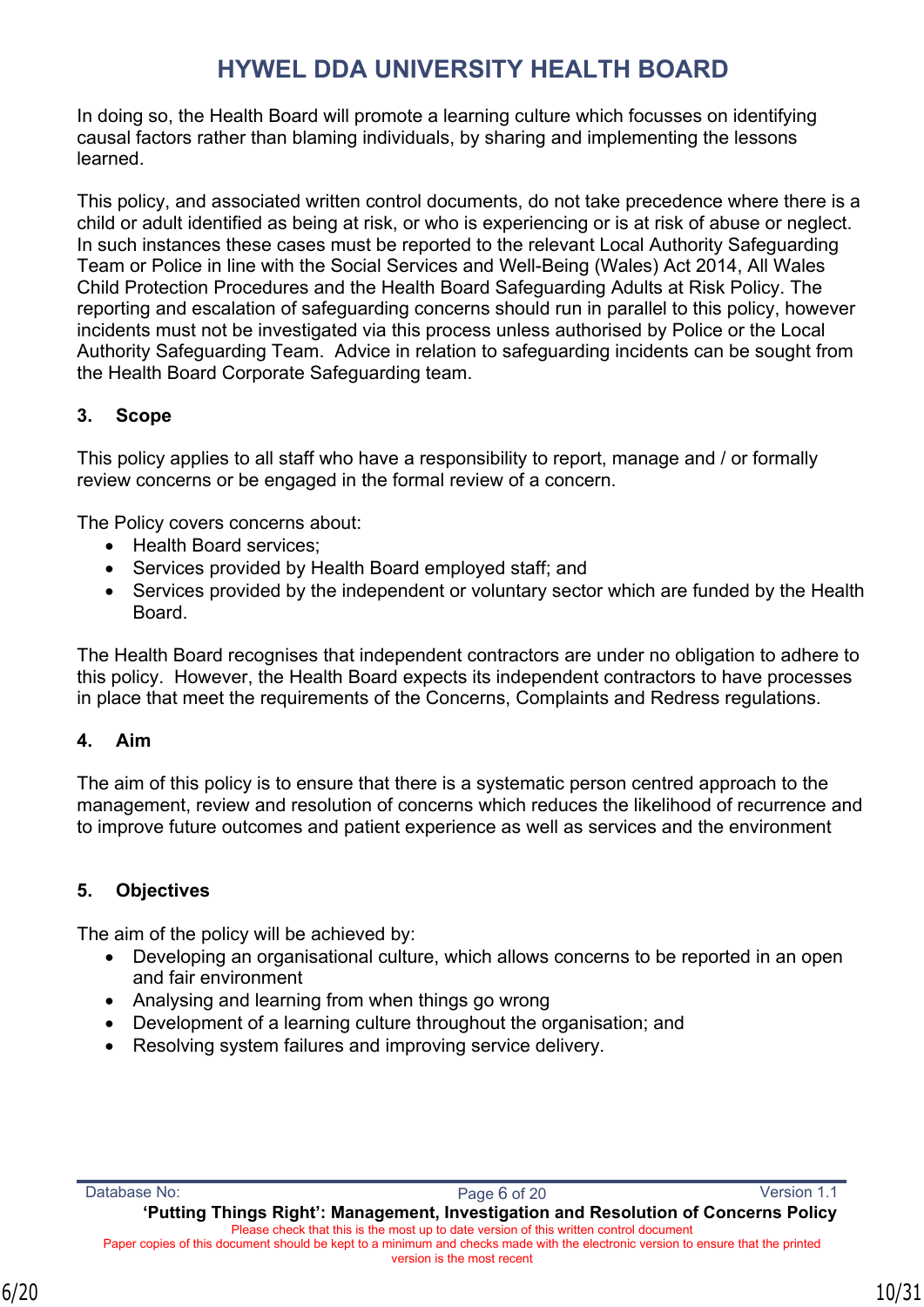In doing so, the Health Board will promote a learning culture which focusses on identifying causal factors rather than blaming individuals, by sharing and implementing the lessons learned.

This policy, and associated written control documents, do not take precedence where there is a child or adult identified as being at risk, or who is experiencing or is at risk of abuse or neglect. In such instances these cases must be reported to the relevant Local Authority Safeguarding Team or Police in line with the Social Services and Well-Being (Wales) Act 2014, All Wales Child Protection Procedures and the Health Board Safeguarding Adults at Risk Policy. The reporting and escalation of safeguarding concerns should run in parallel to this policy, however incidents must not be investigated via this process unless authorised by Police or the Local Authority Safeguarding Team. Advice in relation to safeguarding incidents can be sought from the Health Board Corporate Safeguarding team.

## 3. Scope

This policy applies to all staff who have a responsibility to report, manage and / or formally review concerns or be engaged in the formal review of a concern.

The Policy covers concerns about:

- Health Board services;
- Services provided by Health Board employed staff; and
- Services provided by the independent or voluntary sector which are funded by the Health Board.

The Health Board recognises that independent contractors are under no obligation to adhere to this policy. However, the Health Board expects its independent contractors to have processes in place that meet the requirements of the Concerns, Complaints and Redress regulations.

## 4. Aim

The aim of this policy is to ensure that there is a systematic person centred approach to the management, review and resolution of concerns which reduces the likelihood of recurrence and to improve future outcomes and patient experience as well as services and the environment

## 5. Objectives

The aim of the policy will be achieved by:

- Developing an organisational culture, which allows concerns to be reported in an open and fair environment
- Analysing and learning from when things go wrong
- Development of a learning culture throughout the organisation; and
- Resolving system failures and improving service delivery.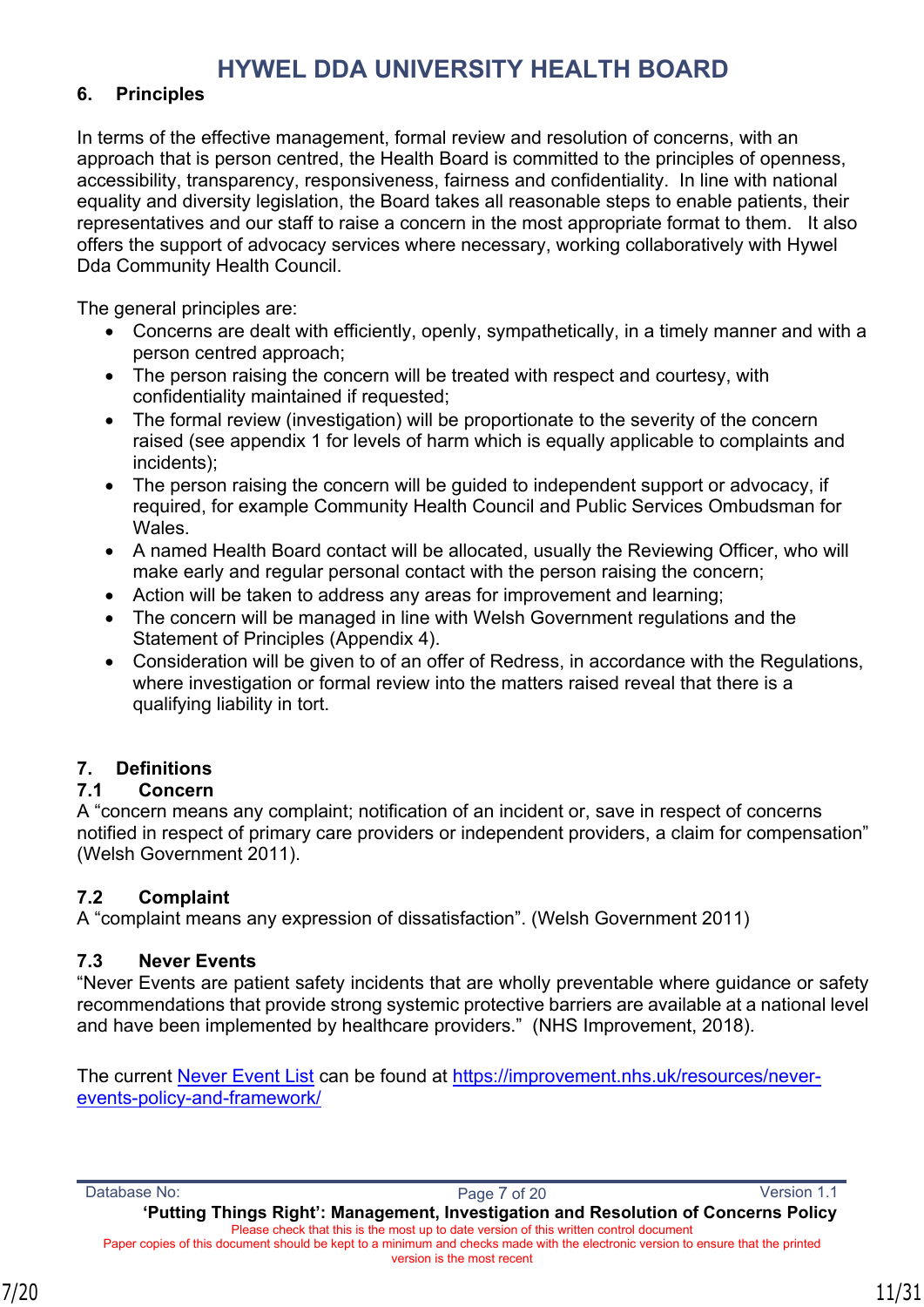## 6. Principles

In terms of the effective management, formal review and resolution of concerns, with an approach that is person centred, the Health Board is committed to the principles of openness, accessibility, transparency, responsiveness, fairness and confidentiality. In line with national equality and diversity legislation, the Board takes all reasonable steps to enable patients, their representatives and our staff to raise a concern in the most appropriate format to them. It also offers the support of advocacy services where necessary, working collaboratively with Hywel Dda Community Health Council.

The general principles are:

- Concerns are dealt with efficiently, openly, sympathetically, in a timely manner and with a person centred approach;
- The person raising the concern will be treated with respect and courtesy, with confidentiality maintained if requested;
- The formal review (investigation) will be proportionate to the severity of the concern raised (see appendix 1 for levels of harm which is equally applicable to complaints and incidents);
- The person raising the concern will be guided to independent support or advocacy, if required, for example Community Health Council and Public Services Ombudsman for Wales.
- A named Health Board contact will be allocated, usually the Reviewing Officer, who will make early and regular personal contact with the person raising the concern;
- Action will be taken to address any areas for improvement and learning;
- The concern will be managed in line with Welsh Government regulations and the Statement of Principles (Appendix 4).
- Consideration will be given to of an offer of Redress, in accordance with the Regulations, where investigation or formal review into the matters raised reveal that there is a qualifying liability in tort.

## 7. Definitions

### 7.1 Concern

A "concern means any complaint; notification of an incident or, save in respect of concerns notified in respect of primary care providers or independent providers, a claim for compensation" (Welsh Government 2011).

### 7.2 Complaint

A "complaint means any expression of dissatisfaction". (Welsh Government 2011)

### 7.3 Never Events

"Never Events are patient safety incidents that are wholly preventable where guidance or safety recommendations that provide strong systemic protective barriers are available at a national level and have been implemented by healthcare providers." (NHS Improvement, 2018).

The current [Never Event List](https://improvement.nhs.uk/resources/never-events-policy-and-framework/) can be found at [https://improvement.nhs.uk/resources/never-events-policy-and-framework/](https://improvement.nhs.uk/resources/never-events-policy-and-framework/)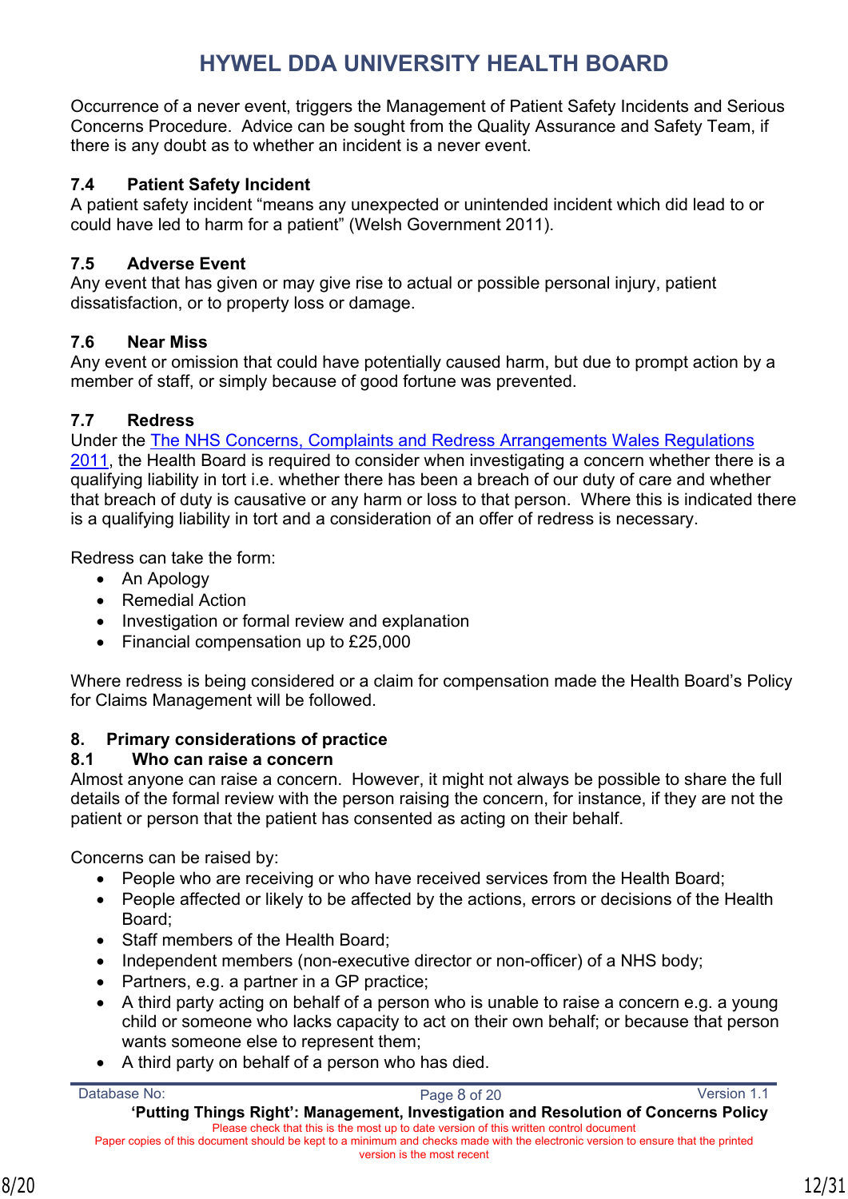Occurrence of a never event, triggers the Management of Patient Safety Incidents and Serious Concerns Procedure. Advice can be sought from the Quality Assurance and Safety Team, if there is any doubt as to whether an incident is a never event.

### 7.4 Patient Safety Incident

A patient safety incident “means any unexpected or unintended incident which did lead to or could have led to harm for a patient” (Welsh Government 2011).

### 7.5 Adverse Event

Any event that has given or may give rise to actual or possible personal injury, patient dissatisfaction, or to property loss or damage.

### 7.6 Near Miss

Any event or omission that could have potentially caused harm, but due to prompt action by a member of staff, or simply because of good fortune was prevented.

### 7.7 Redress

Under the The NHS Concerns, Complaints and Redress Arrangements Wales Regulations 2011, the Health Board is required to consider when investigating a concern whether there is a qualifying liability in tort i.e. whether there has been a breach of our duty of care and whether that breach of duty is causative or any harm or loss to that person. Where this is indicated there is a qualifying liability in tort and a consideration of an offer of redress is necessary.

Redress can take the form:

- An Apology
- Remedial Action
- Investigation or formal review and explanation
- Financial compensation up to £25,000

Where redress is being considered or a claim for compensation made the Health Board’s Policy for Claims Management will be followed.

## 8. Primary considerations of practice

### 8.1 Who can raise a concern

Almost anyone can raise a concern. However, it might not always be possible to share the full details of the formal review with the person raising the concern, for instance, if they are not the patient or person that the patient has consented as acting on their behalf.

Concerns can be raised by:

- People who are receiving or who have received services from the Health Board;
- People affected or likely to be affected by the actions, errors or decisions of the Health Board;
- Staff members of the Health Board;
- Independent members (non-executive director or non-officer) of a NHS body;
- Partners, e.g. a partner in a GP practice;
- A third party acting on behalf of a person who is unable to raise a concern e.g. a young child or someone who lacks capacity to act on their own behalf; or because that person wants someone else to represent them;
- A third party on behalf of a person who has died.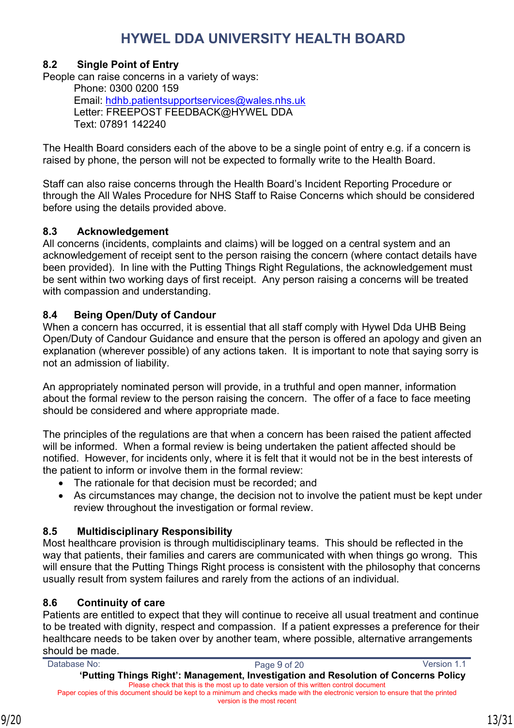### 8.2 Single Point of Entry

People can raise concerns in a variety of ways:

Phone: 0300 0200 159
Email: hdhb.patientsupportservices@wales.nhs.uk
Letter: FREEPOST FEEDBACK@HYWEL DDA
Text: 07891 142240

The Health Board considers each of the above to be a single point of entry e.g. if a concern is raised by phone, the person will not be expected to formally write to the Health Board.

Staff can also raise concerns through the Health Board's Incident Reporting Procedure or through the All Wales Procedure for NHS Staff to Raise Concerns which should be considered before using the details provided above.

### 8.3 Acknowledgement

All concerns (incidents, complaints and claims) will be logged on a central system and an acknowledgement of receipt sent to the person raising the concern (where contact details have been provided). In line with the Putting Things Right Regulations, the acknowledgement must be sent within two working days of first receipt. Any person raising a concerns will be treated with compassion and understanding.

### 8.4 Being Open/Duty of Candour

When a concern has occurred, it is essential that all staff comply with Hywel Dda UHB Being Open/Duty of Candour Guidance and ensure that the person is offered an apology and given an explanation (wherever possible) of any actions taken. It is important to note that saying sorry is not an admission of liability.

An appropriately nominated person will provide, in a truthful and open manner, information about the formal review to the person raising the concern. The offer of a face to face meeting should be considered and where appropriate made.

The principles of the regulations are that when a concern has been raised the patient affected will be informed. When a formal review is being undertaken the patient affected should be notified. However, for incidents only, where it is felt that it would not be in the best interests of the patient to inform or involve them in the formal review:

- The rationale for that decision must be recorded; and
- As circumstances may change, the decision not to involve the patient must be kept under review throughout the investigation or formal review.

### 8.5 Multidisciplinary Responsibility

Most healthcare provision is through multidisciplinary teams. This should be reflected in the way that patients, their families and carers are communicated with when things go wrong. This will ensure that the Putting Things Right process is consistent with the philosophy that concerns usually result from system failures and rarely from the actions of an individual.

### 8.6 Continuity of care

Patients are entitled to expect that they will continue to receive all usual treatment and continue to be treated with dignity, respect and compassion. If a patient expresses a preference for their healthcare needs to be taken over by another team, where possible, alternative arrangements should be made.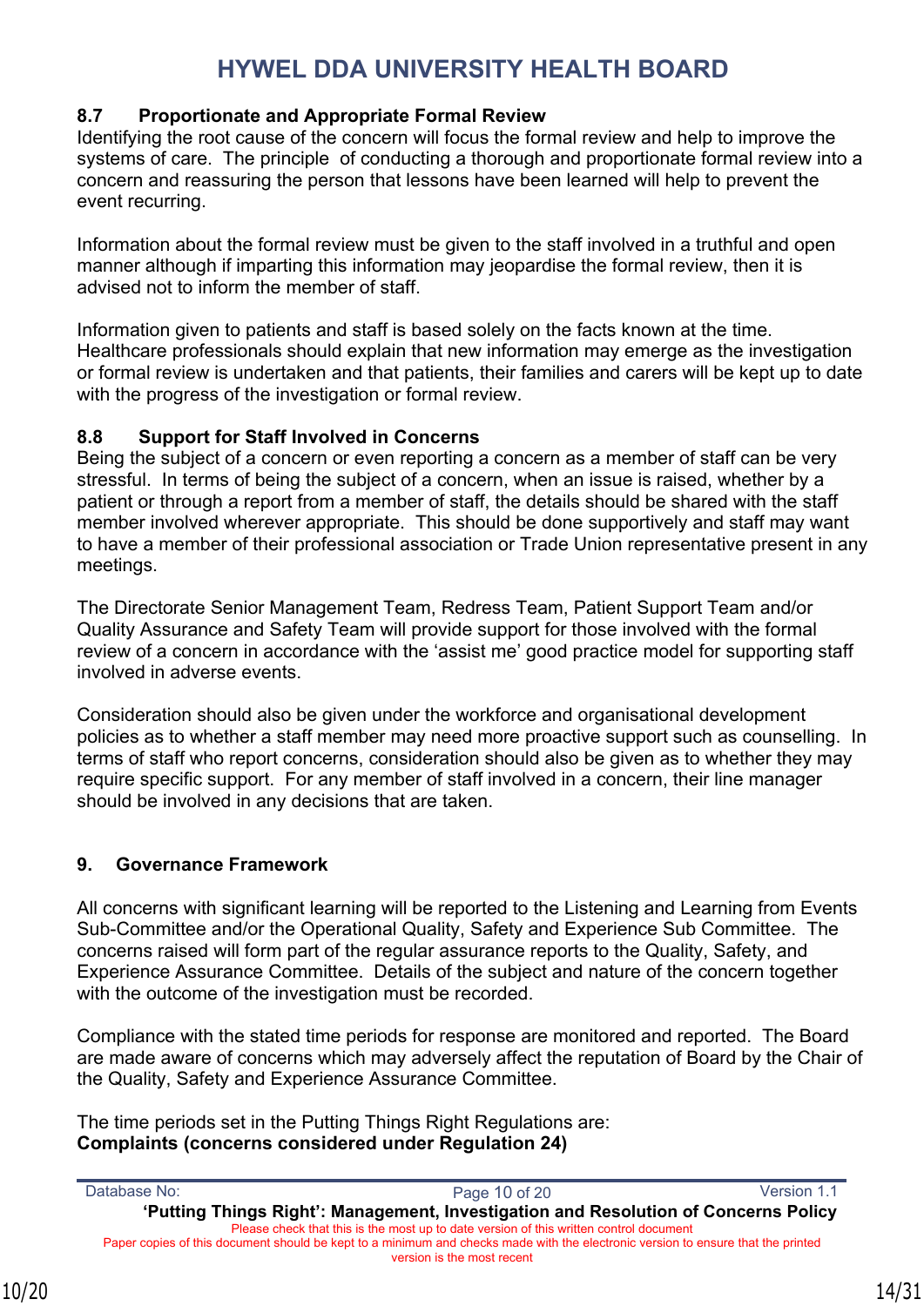### 8.7 Proportionate and Appropriate Formal Review

Identifying the root cause of the concern will focus the formal review and help to improve the systems of care. The principle of conducting a thorough and proportionate formal review into a concern and reassuring the person that lessons have been learned will help to prevent the event recurring.

Information about the formal review must be given to the staff involved in a truthful and open manner although if imparting this information may jeopardise the formal review, then it is advised not to inform the member of staff.

Information given to patients and staff is based solely on the facts known at the time. Healthcare professionals should explain that new information may emerge as the investigation or formal review is undertaken and that patients, their families and carers will be kept up to date with the progress of the investigation or formal review.

### 8.8 Support for Staff Involved in Concerns

Being the subject of a concern or even reporting a concern as a member of staff can be very stressful. In terms of being the subject of a concern, when an issue is raised, whether by a patient or through a report from a member of staff, the details should be shared with the staff member involved wherever appropriate. This should be done supportively and staff may want to have a member of their professional association or Trade Union representative present in any meetings.

The Directorate Senior Management Team, Redress Team, Patient Support Team and/or Quality Assurance and Safety Team will provide support for those involved with the formal review of a concern in accordance with the 'assist me' good practice model for supporting staff involved in adverse events.

Consideration should also be given under the workforce and organisational development policies as to whether a staff member may need more proactive support such as counselling. In terms of staff who report concerns, consideration should also be given as to whether they may require specific support. For any member of staff involved in a concern, their line manager should be involved in any decisions that are taken.

## 9. Governance Framework

All concerns with significant learning will be reported to the Listening and Learning from Events Sub-Committee and/or the Operational Quality, Safety and Experience Sub Committee. The concerns raised will form part of the regular assurance reports to the Quality, Safety, and Experience Assurance Committee. Details of the subject and nature of the concern together with the outcome of the investigation must be recorded.

Compliance with the stated time periods for response are monitored and reported. The Board are made aware of concerns which may adversely affect the reputation of Board by the Chair of the Quality, Safety and Experience Assurance Committee.

The time periods set in the Putting Things Right Regulations are:
**Complaints (concerns considered under Regulation 24)**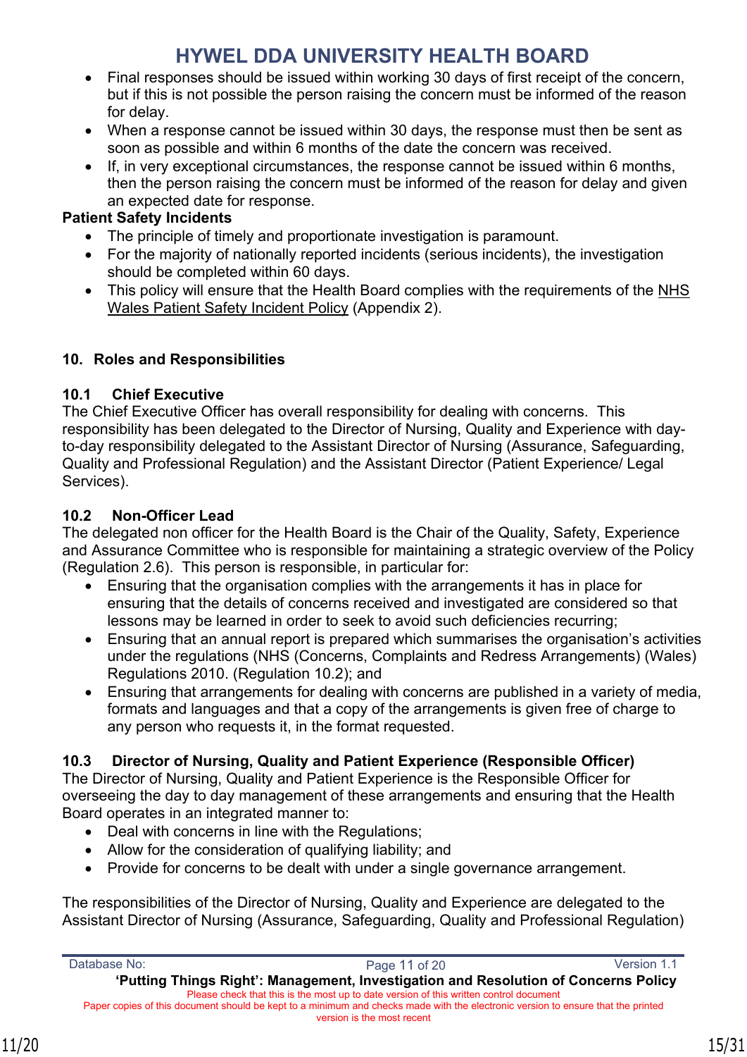- Final responses should be issued within working 30 days of first receipt of the concern, but if this is not possible the person raising the concern must be informed of the reason for delay.
- When a response cannot be issued within 30 days, the response must then be sent as soon as possible and within 6 months of the date the concern was received.
- If, in very exceptional circumstances, the response cannot be issued within 6 months, then the person raising the concern must be informed of the reason for delay and given an expected date for response.

**Patient Safety Incidents**

- The principle of timely and proportionate investigation is paramount.
- For the majority of nationally reported incidents (serious incidents), the investigation should be completed within 60 days.
- This policy will ensure that the Health Board complies with the requirements of the NHS Wales Patient Safety Incident Policy (Appendix 2).

## 10. Roles and Responsibilities

### 10.1 Chief Executive

The Chief Executive Officer has overall responsibility for dealing with concerns. This responsibility has been delegated to the Director of Nursing, Quality and Experience with day-to-day responsibility delegated to the Assistant Director of Nursing (Assurance, Safeguarding, Quality and Professional Regulation) and the Assistant Director (Patient Experience/ Legal Services).

### 10.2 Non-Officer Lead

The delegated non officer for the Health Board is the Chair of the Quality, Safety, Experience and Assurance Committee who is responsible for maintaining a strategic overview of the Policy (Regulation 2.6). This person is responsible, in particular for:

- Ensuring that the organisation complies with the arrangements it has in place for ensuring that the details of concerns received and investigated are considered so that lessons may be learned in order to seek to avoid such deficiencies recurring;
- Ensuring that an annual report is prepared which summarises the organisation's activities under the regulations (NHS (Concerns, Complaints and Redress Arrangements) (Wales) Regulations 2010. (Regulation 10.2); and
- Ensuring that arrangements for dealing with concerns are published in a variety of media, formats and languages and that a copy of the arrangements is given free of charge to any person who requests it, in the format requested.

### 10.3 Director of Nursing, Quality and Patient Experience (Responsible Officer)

The Director of Nursing, Quality and Patient Experience is the Responsible Officer for overseeing the day to day management of these arrangements and ensuring that the Health Board operates in an integrated manner to:

- Deal with concerns in line with the Regulations;
- Allow for the consideration of qualifying liability; and
- Provide for concerns to be dealt with under a single governance arrangement.

The responsibilities of the Director of Nursing, Quality and Experience are delegated to the Assistant Director of Nursing (Assurance, Safeguarding, Quality and Professional Regulation)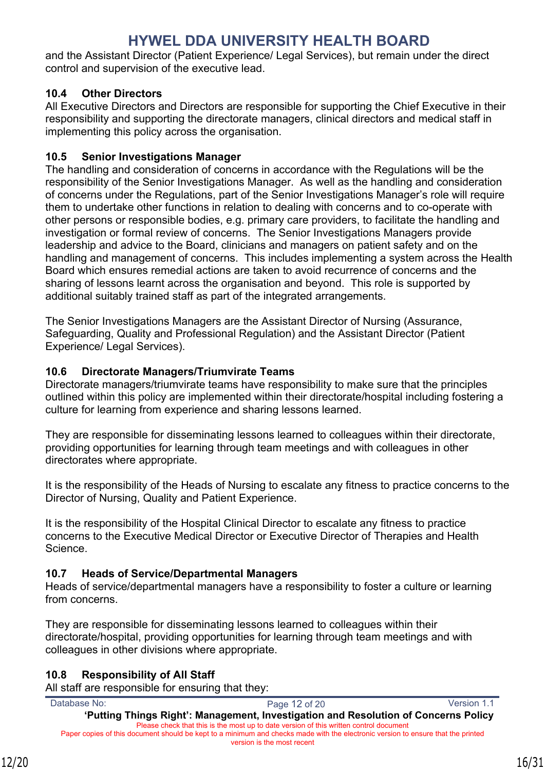and the Assistant Director (Patient Experience/ Legal Services), but remain under the direct control and supervision of the executive lead.

### 10.4 Other Directors

All Executive Directors and Directors are responsible for supporting the Chief Executive in their responsibility and supporting the directorate managers, clinical directors and medical staff in implementing this policy across the organisation.

### 10.5 Senior Investigations Manager

The handling and consideration of concerns in accordance with the Regulations will be the responsibility of the Senior Investigations Manager. As well as the handling and consideration of concerns under the Regulations, part of the Senior Investigations Manager's role will require them to undertake other functions in relation to dealing with concerns and to co-operate with other persons or responsible bodies, e.g. primary care providers, to facilitate the handling and investigation or formal review of concerns. The Senior Investigations Managers provide leadership and advice to the Board, clinicians and managers on patient safety and on the handling and management of concerns. This includes implementing a system across the Health Board which ensures remedial actions are taken to avoid recurrence of concerns and the sharing of lessons learnt across the organisation and beyond. This role is supported by additional suitably trained staff as part of the integrated arrangements.

The Senior Investigations Managers are the Assistant Director of Nursing (Assurance, Safeguarding, Quality and Professional Regulation) and the Assistant Director (Patient Experience/ Legal Services).

### 10.6 Directorate Managers/Triumvirate Teams

Directorate managers/triumvirate teams have responsibility to make sure that the principles outlined within this policy are implemented within their directorate/hospital including fostering a culture for learning from experience and sharing lessons learned.

They are responsible for disseminating lessons learned to colleagues within their directorate, providing opportunities for learning through team meetings and with colleagues in other directorates where appropriate.

It is the responsibility of the Heads of Nursing to escalate any fitness to practice concerns to the Director of Nursing, Quality and Patient Experience.

It is the responsibility of the Hospital Clinical Director to escalate any fitness to practice concerns to the Executive Medical Director or Executive Director of Therapies and Health Science.

### 10.7 Heads of Service/Departmental Managers

Heads of service/departmental managers have a responsibility to foster a culture or learning from concerns.

They are responsible for disseminating lessons learned to colleagues within their directorate/hospital, providing opportunities for learning through team meetings and with colleagues in other divisions where appropriate.

### 10.8 Responsibility of All Staff

All staff are responsible for ensuring that they: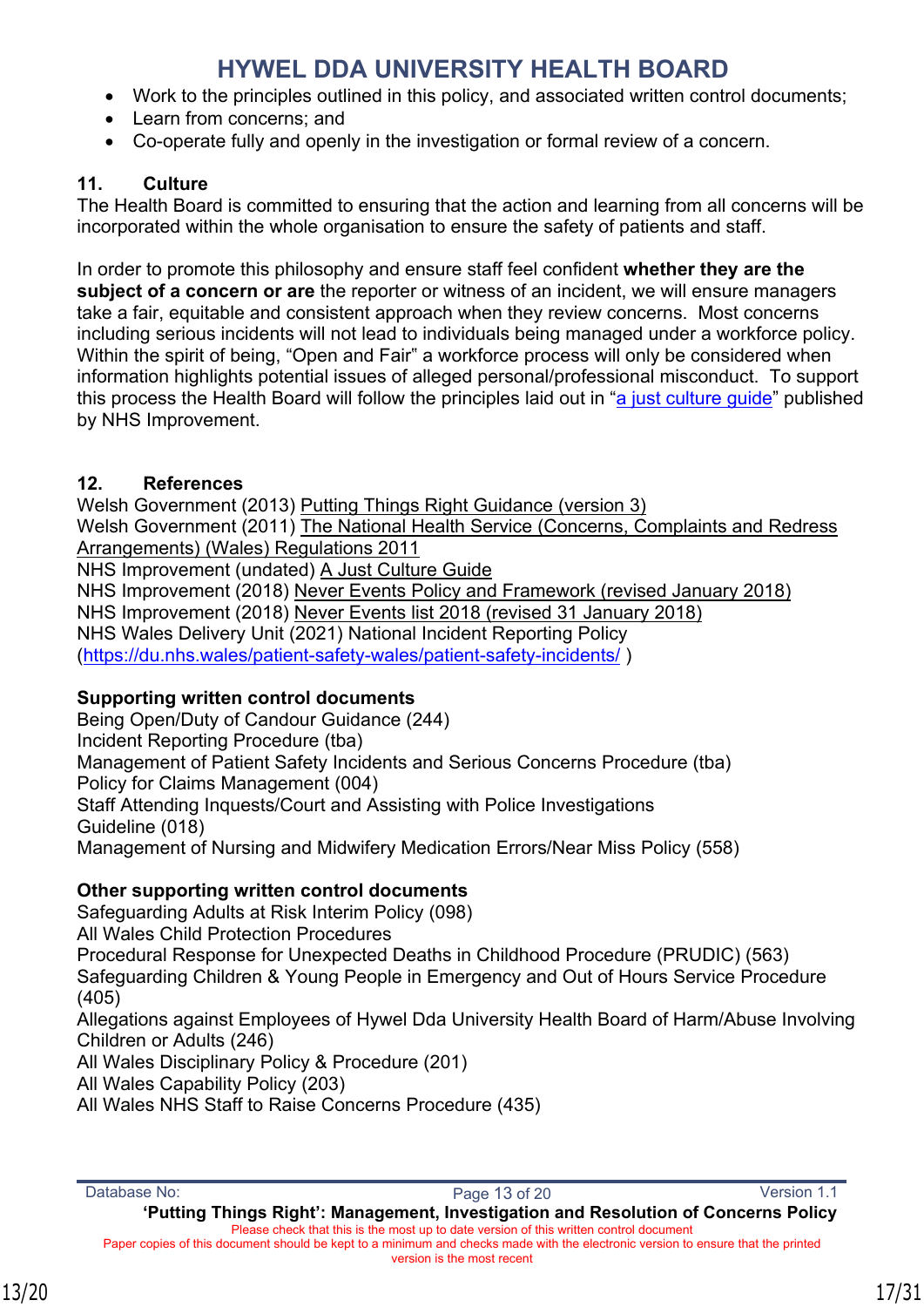- Work to the principles outlined in this policy, and associated written control documents;
- Learn from concerns; and
- Co-operate fully and openly in the investigation or formal review of a concern.

## 11. Culture

The Health Board is committed to ensuring that the action and learning from all concerns will be incorporated within the whole organisation to ensure the safety of patients and staff.

In order to promote this philosophy and ensure staff feel confident **whether they are the subject of a concern or are** the reporter or witness of an incident, we will ensure managers take a fair, equitable and consistent approach when they review concerns. Most concerns including serious incidents will not lead to individuals being managed under a workforce policy. Within the spirit of being, "Open and Fair" a workforce process will only be considered when information highlights potential issues of alleged personal/professional misconduct. To support this process the Health Board will follow the principles laid out in "a just culture guide" published by NHS Improvement.

## 12. References

Welsh Government (2013) Putting Things Right Guidance (version 3)
Welsh Government (2011) The National Health Service (Concerns, Complaints and Redress Arrangements) (Wales) Regulations 2011
NHS Improvement (undated) A Just Culture Guide
NHS Improvement (2018) Never Events Policy and Framework (revised January 2018)
NHS Improvement (2018) Never Events list 2018 (revised 31 January 2018)
NHS Wales Delivery Unit (2021) National Incident Reporting Policy (https://du.nhs.wales/patient-safety-wales/patient-safety-incidents/ )

**Supporting written control documents**

Being Open/Duty of Candour Guidance (244)
Incident Reporting Procedure (tba)
Management of Patient Safety Incidents and Serious Concerns Procedure (tba)
Policy for Claims Management (004)
Staff Attending Inquests/Court and Assisting with Police Investigations Guideline (018)
Management of Nursing and Midwifery Medication Errors/Near Miss Policy (558)

**Other supporting written control documents**

Safeguarding Adults at Risk Interim Policy (098)
All Wales Child Protection Procedures
Procedural Response for Unexpected Deaths in Childhood Procedure (PRUDIC) (563)
Safeguarding Children & Young People in Emergency and Out of Hours Service Procedure (405)
Allegations against Employees of Hywel Dda University Health Board of Harm/Abuse Involving Children or Adults (246)
All Wales Disciplinary Policy & Procedure (201)
All Wales Capability Policy (203)
All Wales NHS Staff to Raise Concerns Procedure (435)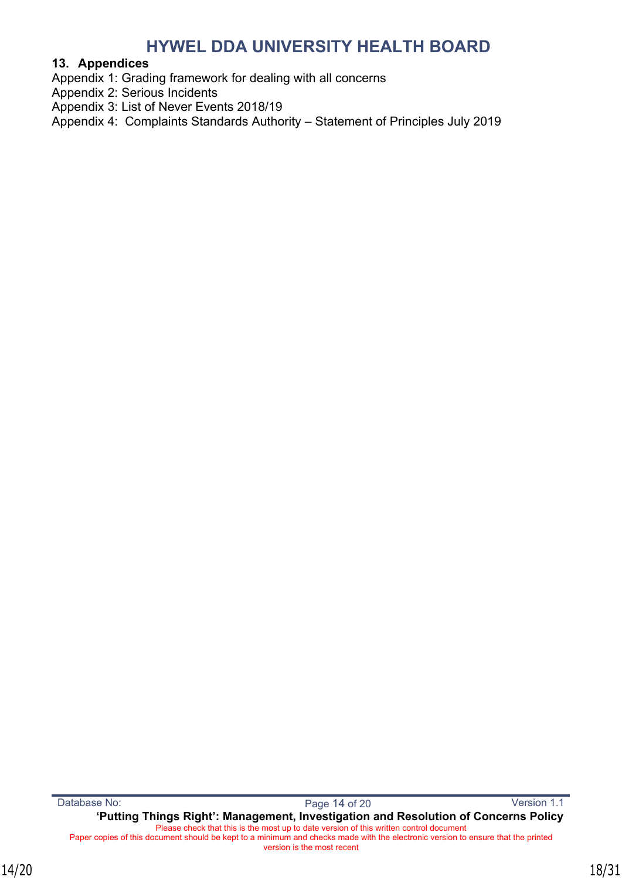## 13. Appendices

Appendix 1: Grading framework for dealing with all concerns
Appendix 2: Serious Incidents
Appendix 3: List of Never Events 2018/19
Appendix 4: Complaints Standards Authority – Statement of Principles July 2019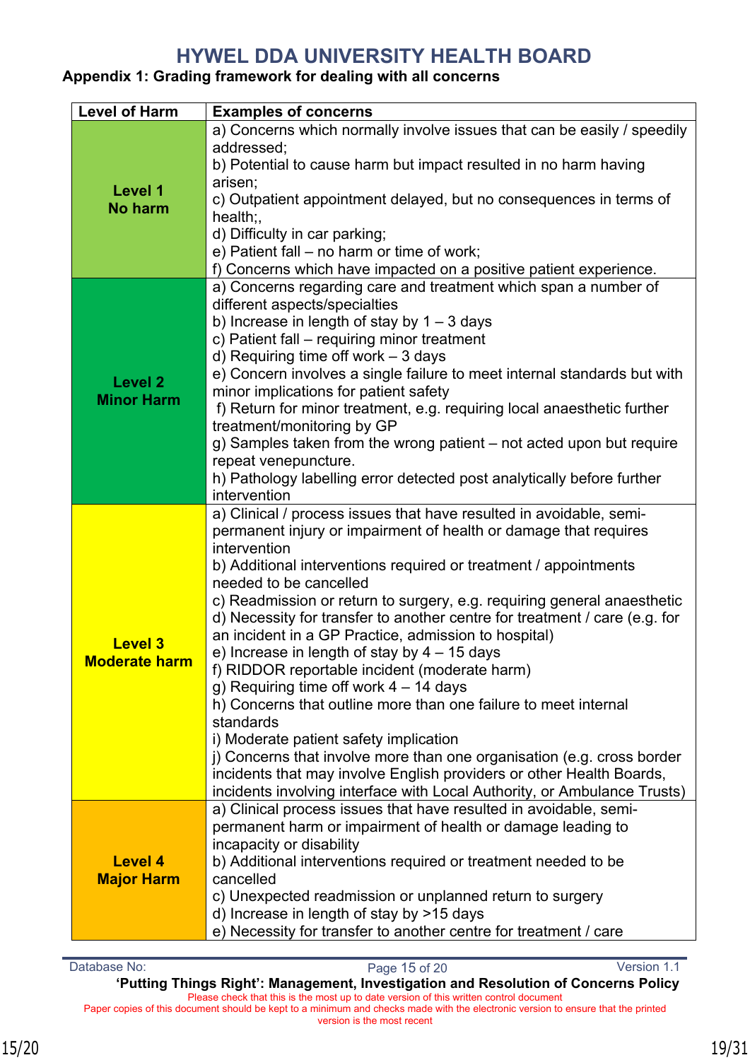# HYWEL DDA UNIVERSITY HEALTH BOARD

**Appendix 1: Grading framework for dealing with all concerns**

| Level of Harm | Examples of concerns |
|---|---|
| **Level 1**<br>**No harm** | a) Concerns which normally involve issues that can be easily / speedily addressed;<br>b) Potential to cause harm but impact resulted in no harm having arisen;<br>c) Outpatient appointment delayed, but no consequences in terms of health;,<br>d) Difficulty in car parking;<br>e) Patient fall – no harm or time of work;<br>f) Concerns which have impacted on a positive patient experience. |
| **Level 2**<br>**Minor Harm** | a) Concerns regarding care and treatment which span a number of different aspects/specialties<br>b) Increase in length of stay by 1 – 3 days<br>c) Patient fall – requiring minor treatment<br>d) Requiring time off work – 3 days<br>e) Concern involves a single failure to meet internal standards but with minor implications for patient safety<br>f) Return for minor treatment, e.g. requiring local anaesthetic further treatment/monitoring by GP<br>g) Samples taken from the wrong patient – not acted upon but require repeat venepuncture.<br>h) Pathology labelling error detected post analytically before further intervention |
| **Level 3**<br>**Moderate harm** | a) Clinical / process issues that have resulted in avoidable, semi-permanent injury or impairment of health or damage that requires intervention<br>b) Additional interventions required or treatment / appointments needed to be cancelled<br>c) Readmission or return to surgery, e.g. requiring general anaesthetic<br>d) Necessity for transfer to another centre for treatment / care (e.g. for an incident in a GP Practice, admission to hospital)<br>e) Increase in length of stay by 4 – 15 days<br>f) RIDDOR reportable incident (moderate harm)<br>g) Requiring time off work 4 – 14 days<br>h) Concerns that outline more than one failure to meet internal standards<br>i) Moderate patient safety implication<br>j) Concerns that involve more than one organisation (e.g. cross border incidents that may involve English providers or other Health Boards, incidents involving interface with Local Authority, or Ambulance Trusts) |
| **Level 4**<br>**Major Harm** | a) Clinical process issues that have resulted in avoidable, semi-permanent harm or impairment of health or damage leading to incapacity or disability<br>b) Additional interventions required or treatment needed to be cancelled<br>c) Unexpected readmission or unplanned return to surgery<br>d) Increase in length of stay by >15 days<br>e) Necessity for transfer to another centre for treatment / care |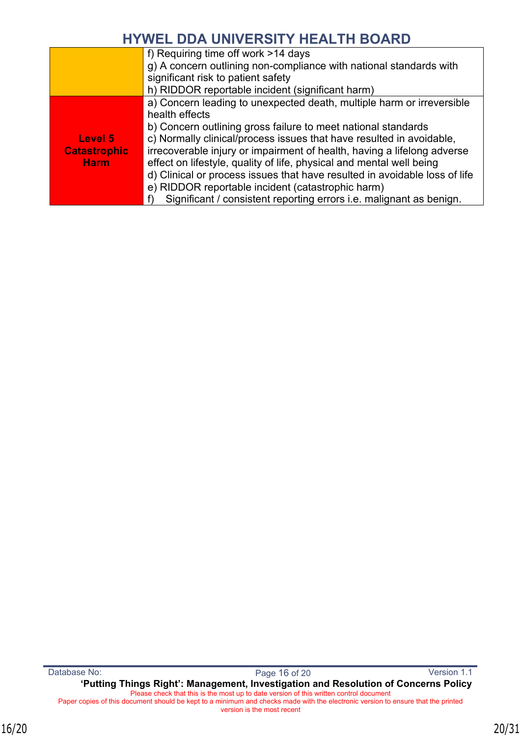| | |
|---|---|
| | f) Requiring time off work >14 days<br>g) A concern outlining non-compliance with national standards with significant risk to patient safety<br>h) RIDDOR reportable incident (significant harm) |
| **Level 5 Catastrophic Harm** | a) Concern leading to unexpected death, multiple harm or irreversible health effects<br>b) Concern outlining gross failure to meet national standards<br>c) Normally clinical/process issues that have resulted in avoidable, irrecoverable injury or impairment of health, having a lifelong adverse effect on lifestyle, quality of life, physical and mental well being<br>d) Clinical or process issues that have resulted in avoidable loss of life<br>e) RIDDOR reportable incident (catastrophic harm)<br>f) Significant / consistent reporting errors i.e. malignant as benign. |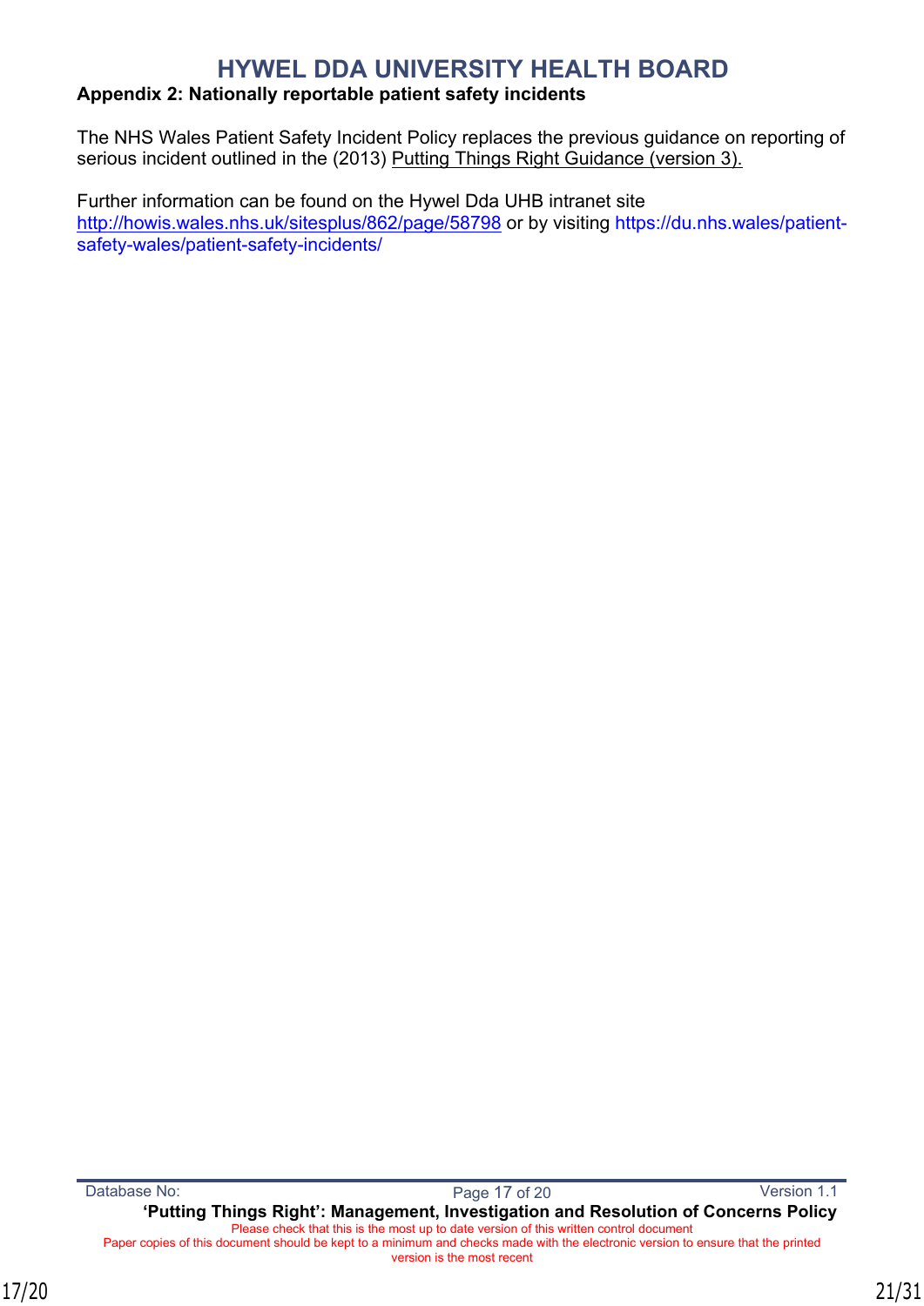## Appendix 2: Nationally reportable patient safety incidents

The NHS Wales Patient Safety Incident Policy replaces the previous guidance on reporting of serious incident outlined in the (2013) Putting Things Right Guidance (version 3).

Further information can be found on the Hywel Dda UHB intranet site http://howis.wales.nhs.uk/sitesplus/862/page/58798 or by visiting https://du.nhs.wales/patient-safety-wales/patient-safety-incidents/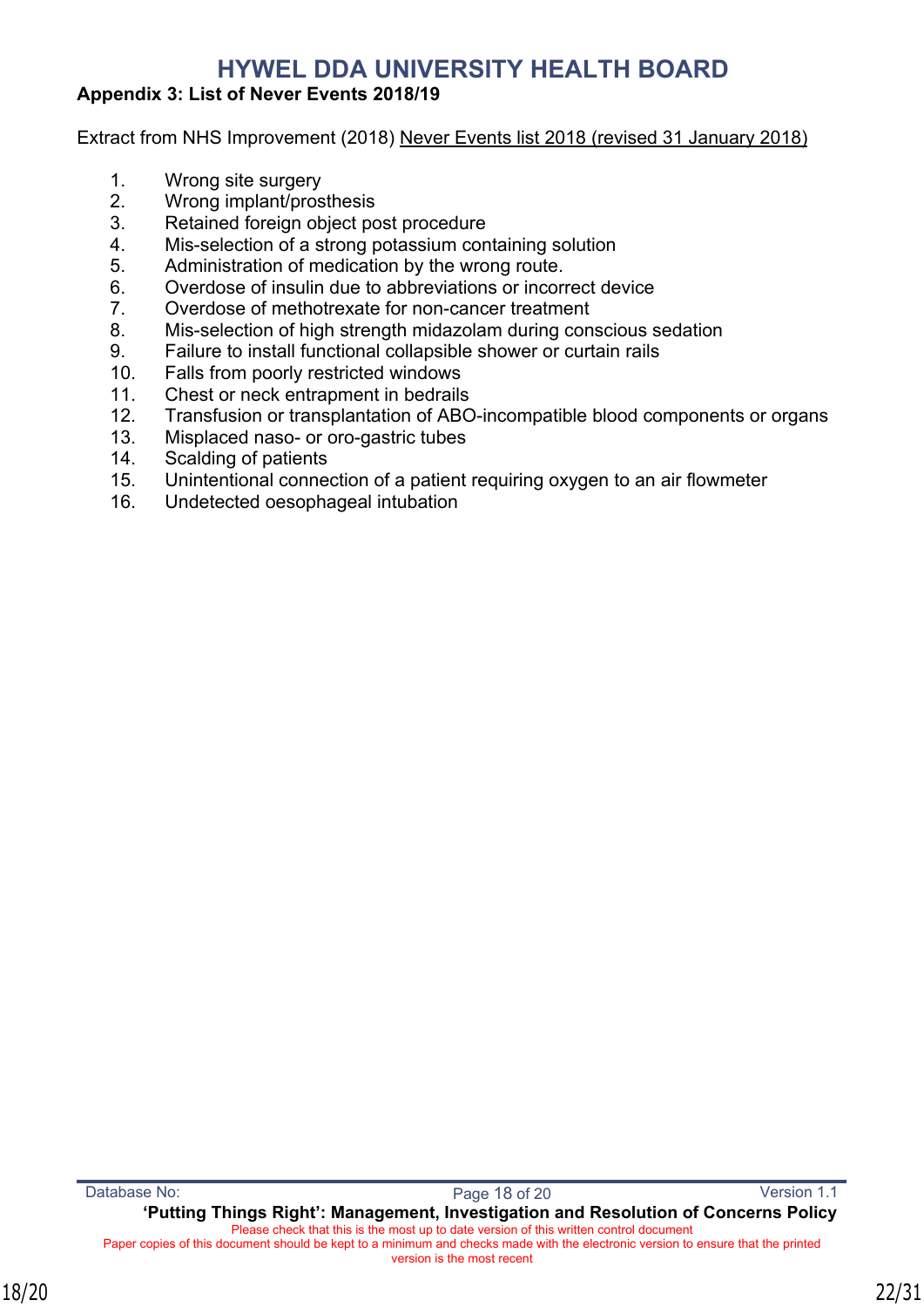## Appendix 3: List of Never Events 2018/19

Extract from NHS Improvement (2018) Never Events list 2018 (revised 31 January 2018)

1. Wrong site surgery
2. Wrong implant/prosthesis
3. Retained foreign object post procedure
4. Mis-selection of a strong potassium containing solution
5. Administration of medication by the wrong route.
6. Overdose of insulin due to abbreviations or incorrect device
7. Overdose of methotrexate for non-cancer treatment
8. Mis-selection of high strength midazolam during conscious sedation
9. Failure to install functional collapsible shower or curtain rails
10. Falls from poorly restricted windows
11. Chest or neck entrapment in bedrails
12. Transfusion or transplantation of ABO-incompatible blood components or organs
13. Misplaced naso- or oro-gastric tubes
14. Scalding of patients
15. Unintentional connection of a patient requiring oxygen to an air flowmeter
16. Undetected oesophageal intubation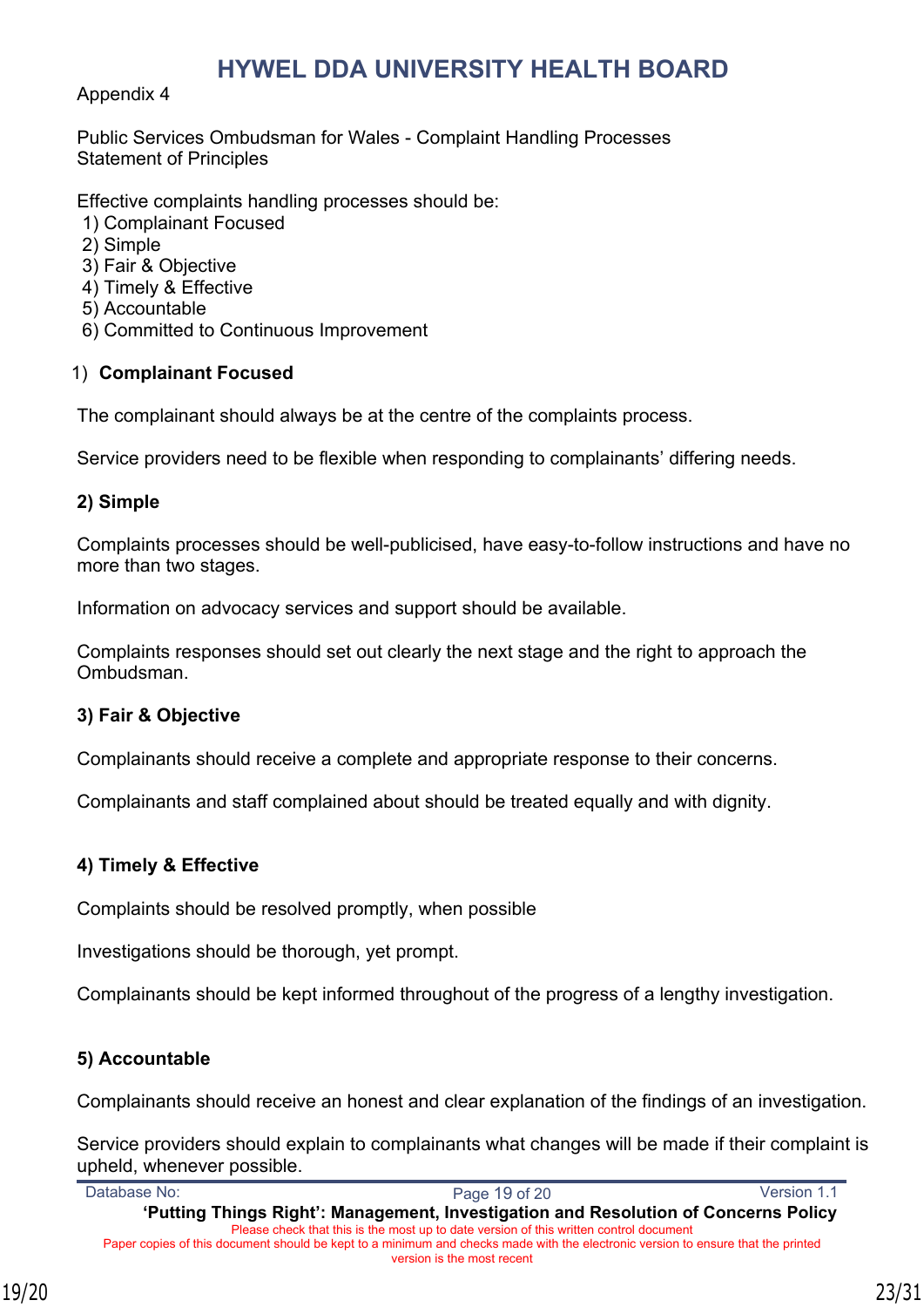Appendix 4

Public Services Ombudsman for Wales - Complaint Handling Processes
Statement of Principles

Effective complaints handling processes should be:

1) Complainant Focused
2) Simple
3) Fair & Objective
4) Timely & Effective
5) Accountable
6) Committed to Continuous Improvement

### 1) Complainant Focused

The complainant should always be at the centre of the complaints process.

Service providers need to be flexible when responding to complainants' differing needs.

### 2) Simple

Complaints processes should be well-publicised, have easy-to-follow instructions and have no more than two stages.

Information on advocacy services and support should be available.

Complaints responses should set out clearly the next stage and the right to approach the Ombudsman.

### 3) Fair & Objective

Complainants should receive a complete and appropriate response to their concerns.

Complainants and staff complained about should be treated equally and with dignity.

### 4) Timely & Effective

Complaints should be resolved promptly, when possible

Investigations should be thorough, yet prompt.

Complainants should be kept informed throughout of the progress of a lengthy investigation.

### 5) Accountable

Complainants should receive an honest and clear explanation of the findings of an investigation.

Service providers should explain to complainants what changes will be made if their complaint is upheld, whenever possible.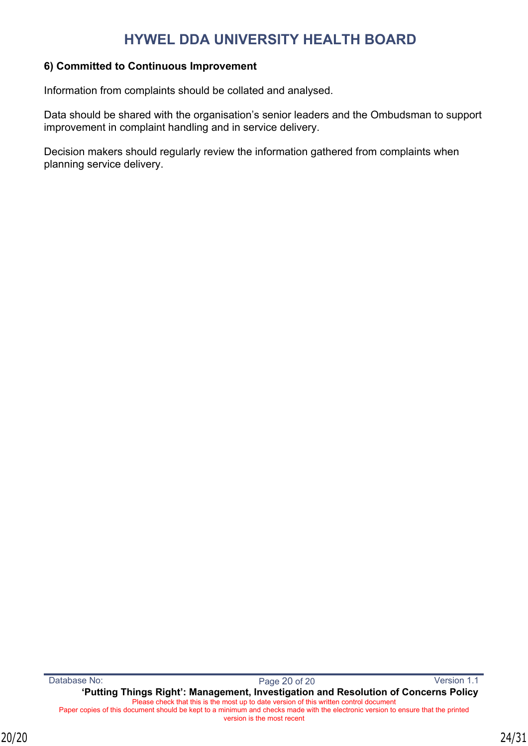**6) Committed to Continuous Improvement**

Information from complaints should be collated and analysed.

Data should be shared with the organisation's senior leaders and the Ombudsman to support improvement in complaint handling and in service delivery.

Decision makers should regularly review the information gathered from complaints when planning service delivery.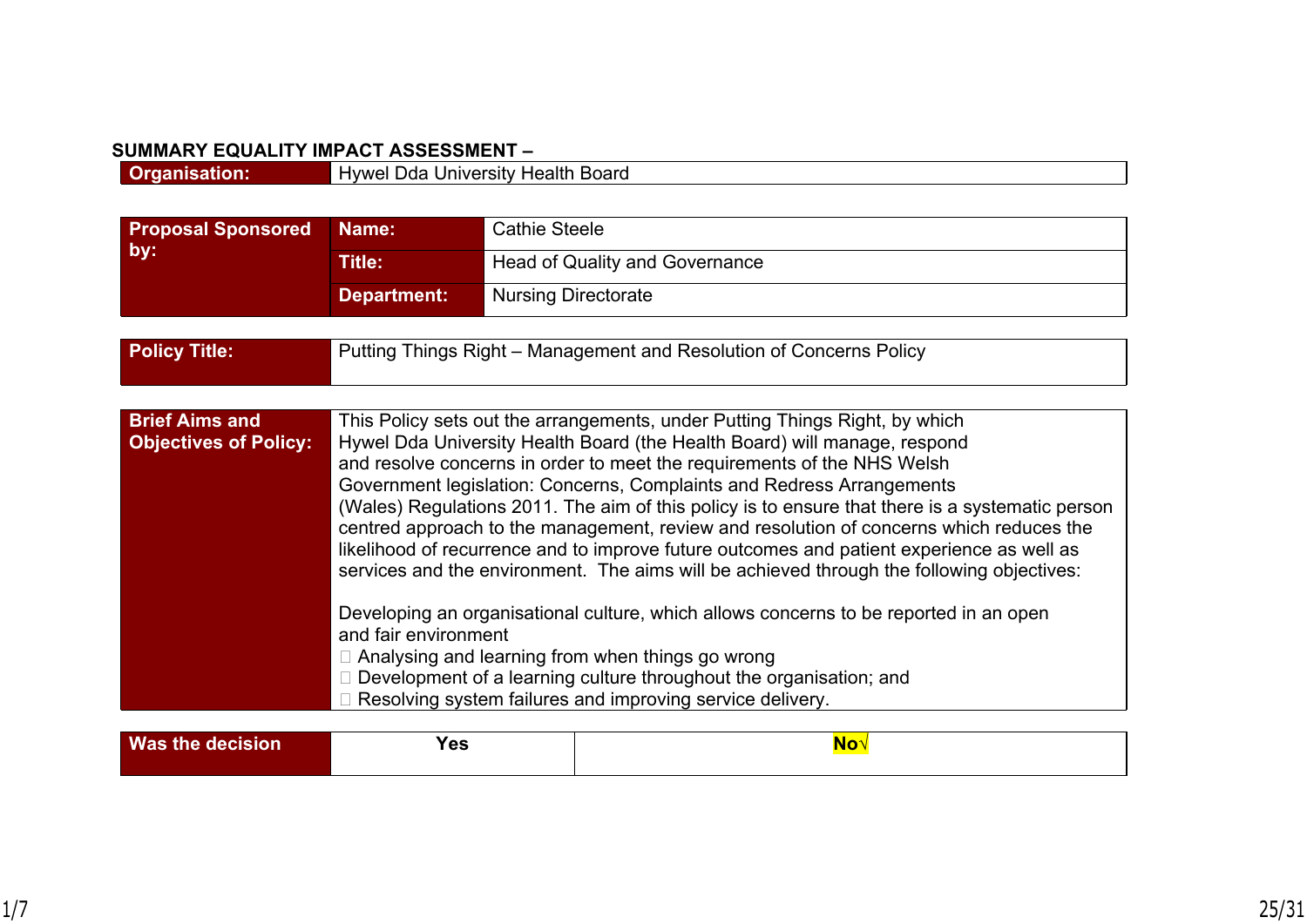**SUMMARY EQUALITY IMPACT ASSESSMENT –**

| **Organisation:** | Hywel Dda University Health Board |
|---|---|

| **Proposal Sponsored by:** | **Name:** | Cathie Steele |
|---|---|---|
| | **Title:** | Head of Quality and Governance |
| | **Department:** | Nursing Directorate |

| **Policy Title:** | Putting Things Right – Management and Resolution of Concerns Policy |
|---|---|

| **Brief Aims and Objectives of Policy:** | This Policy sets out the arrangements, under Putting Things Right, by which Hywel Dda University Health Board (the Health Board) will manage, respond and resolve concerns in order to meet the requirements of the NHS Welsh Government legislation: Concerns, Complaints and Redress Arrangements (Wales) Regulations 2011. The aim of this policy is to ensure that there is a systematic person centred approach to the management, review and resolution of concerns which reduces the likelihood of recurrence and to improve future outcomes and patient experience as well as services and the environment. The aims will be achieved through the following objectives:<br><br>Developing an organisational culture, which allows concerns to be reported in an open and fair environment<br>• Analysing and learning from when things go wrong<br>• Development of a learning culture throughout the organisation; and<br>• Resolving system failures and improving service delivery. |
|---|---|

| **Was the decision** | **Yes** | **No√** |
|---|---|---|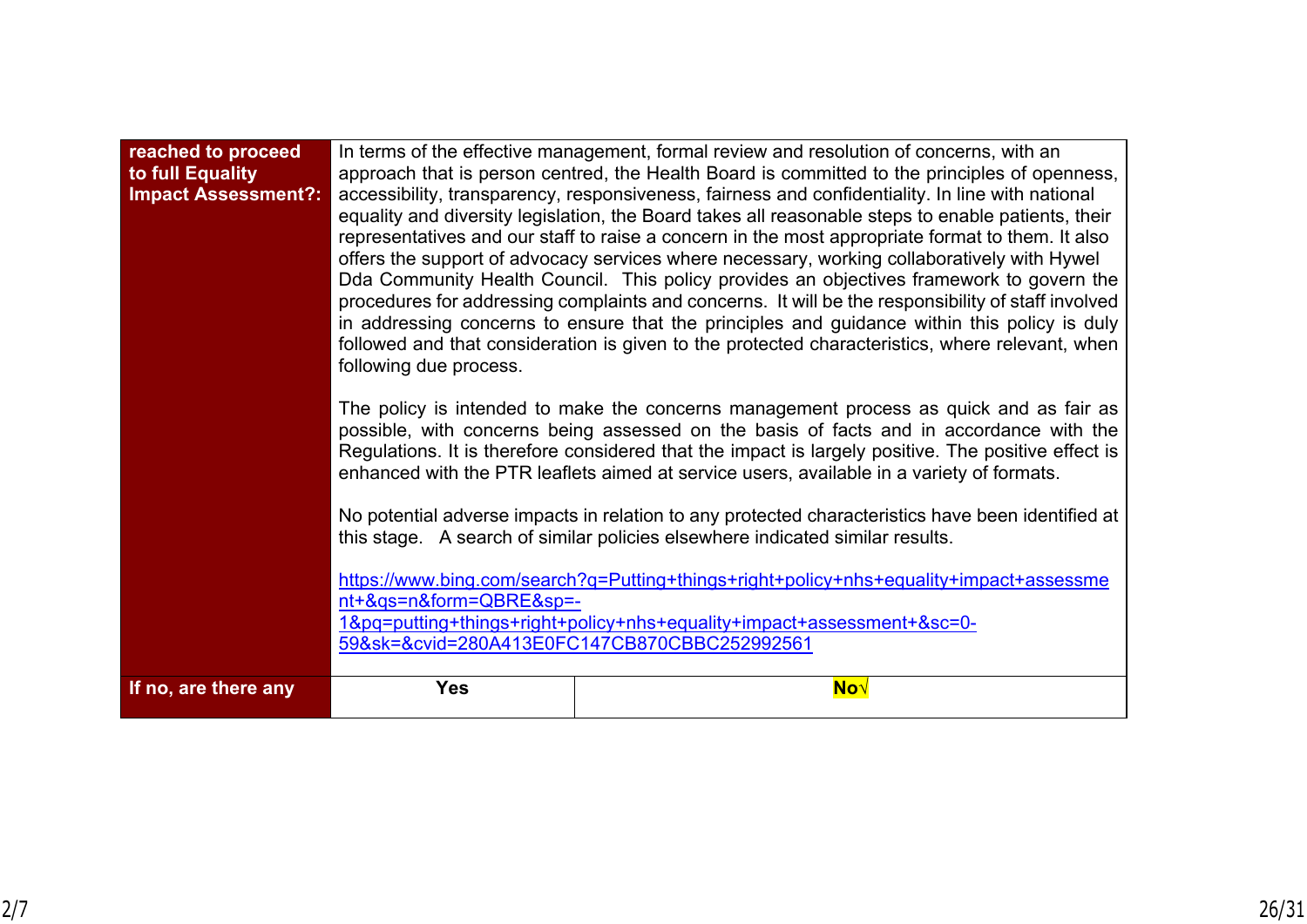| reached to proceed to full Equality Impact Assessment?: | In terms of the effective management, formal review and resolution of concerns, with an approach that is person centred, the Health Board is committed to the principles of openness, accessibility, transparency, responsiveness, fairness and confidentiality. In line with national equality and diversity legislation, the Board takes all reasonable steps to enable patients, their representatives and our staff to raise a concern in the most appropriate format to them. It also offers the support of advocacy services where necessary, working collaboratively with Hywel Dda Community Health Council. This policy provides an objectives framework to govern the procedures for addressing complaints and concerns. It will be the responsibility of staff involved in addressing concerns to ensure that the principles and guidance within this policy is duly followed and that consideration is given to the protected characteristics, where relevant, when following due process.<br><br>The policy is intended to make the concerns management process as quick and as fair as possible, with concerns being assessed on the basis of facts and in accordance with the Regulations. It is therefore considered that the impact is largely positive. The positive effect is enhanced with the PTR leaflets aimed at service users, available in a variety of formats.<br><br>No potential adverse impacts in relation to any protected characteristics have been identified at this stage. A search of similar policies elsewhere indicated similar results.<br><br>https://www.bing.com/search?q=Putting+things+right+policy+nhs+equality+impact+assessment+&qs=n&form=QBRE&sp=-1&pq=putting+things+right+policy+nhs+equality+impact+assessment+&sc=0-59&sk=&cvid=280A413E0FC147CB870CBBC252992561 | |
|---|---|---|
| **If no, are there any** | **Yes** | **No√** |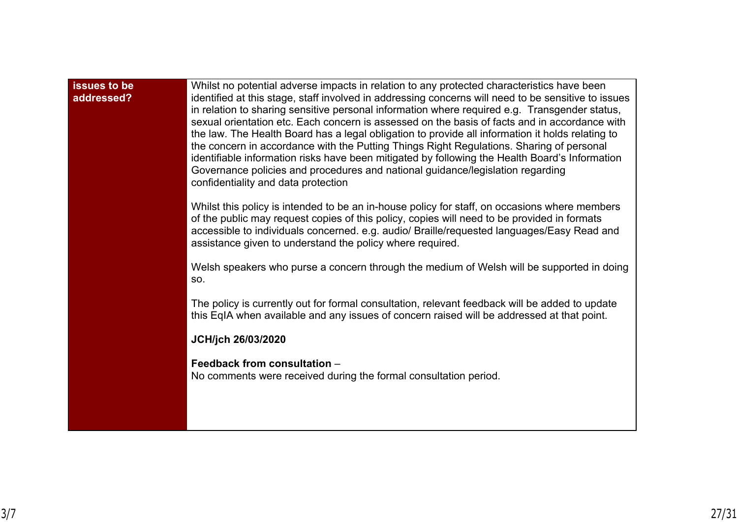| issues to be addressed? | Whilst no potential adverse impacts in relation to any protected characteristics have been identified at this stage, staff involved in addressing concerns will need to be sensitive to issues in relation to sharing sensitive personal information where required e.g. Transgender status, sexual orientation etc. Each concern is assessed on the basis of facts and in accordance with the law. The Health Board has a legal obligation to provide all information it holds relating to the concern in accordance with the Putting Things Right Regulations. Sharing of personal identifiable information risks have been mitigated by following the Health Board's Information Governance policies and procedures and national guidance/legislation regarding confidentiality and data protection<br><br>Whilst this policy is intended to be an in-house policy for staff, on occasions where members of the public may request copies of this policy, copies will need to be provided in formats accessible to individuals concerned. e.g. audio/ Braille/requested languages/Easy Read and assistance given to understand the policy where required.<br><br>Welsh speakers who purse a concern through the medium of Welsh will be supported in doing so.<br><br>The policy is currently out for formal consultation, relevant feedback will be added to update this EqIA when available and any issues of concern raised will be addressed at that point.<br><br>**JCH/jch 26/03/2020**<br><br>**Feedback from consultation** –<br>No comments were received during the formal consultation period. |
|---|---|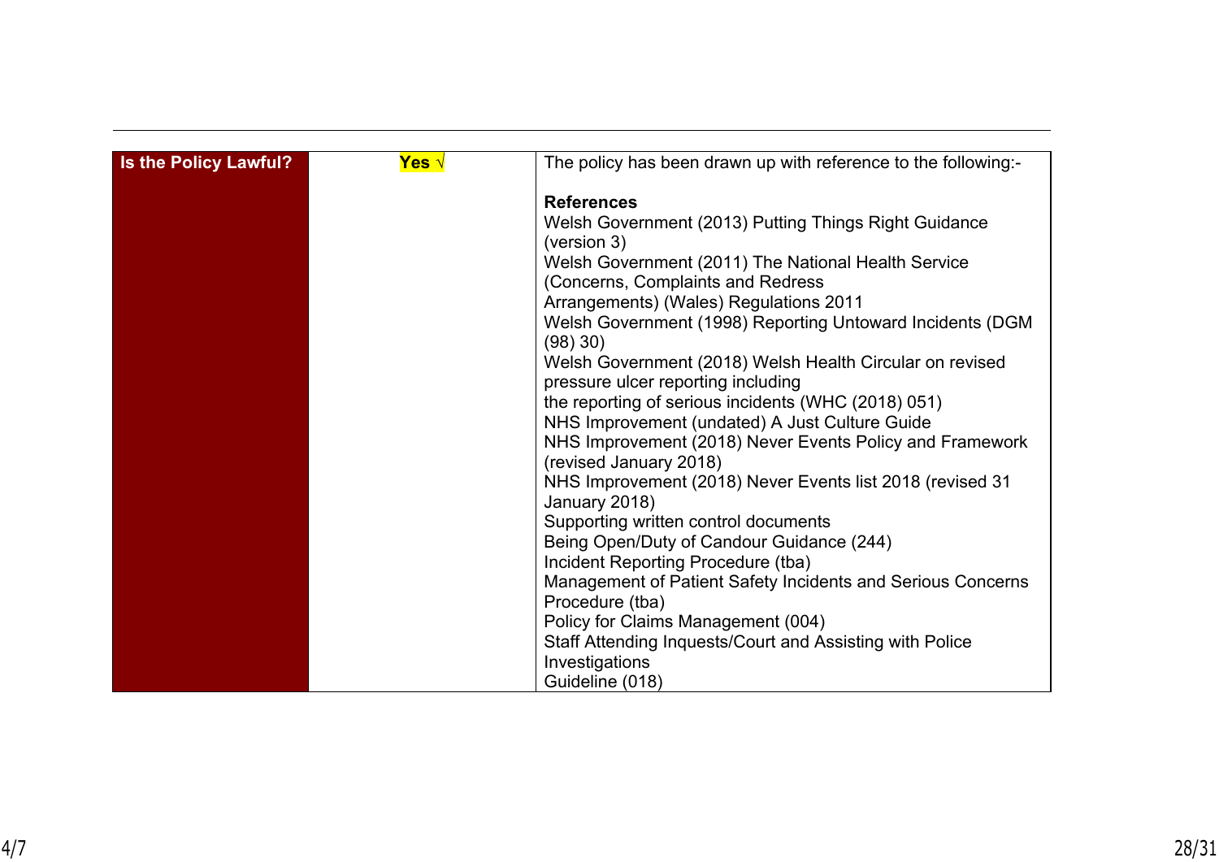| Is the Policy Lawful? | Yes √ | The policy has been drawn up with reference to the following:-<br><br>**References**<br>Welsh Government (2013) Putting Things Right Guidance (version 3)<br>Welsh Government (2011) The National Health Service (Concerns, Complaints and Redress Arrangements) (Wales) Regulations 2011<br>Welsh Government (1998) Reporting Untoward Incidents (DGM (98) 30)<br>Welsh Government (2018) Welsh Health Circular on revised pressure ulcer reporting including the reporting of serious incidents (WHC (2018) 051)<br>NHS Improvement (undated) A Just Culture Guide<br>NHS Improvement (2018) Never Events Policy and Framework (revised January 2018)<br>NHS Improvement (2018) Never Events list 2018 (revised 31 January 2018)<br>Supporting written control documents<br>Being Open/Duty of Candour Guidance (244)<br>Incident Reporting Procedure (tba)<br>Management of Patient Safety Incidents and Serious Concerns Procedure (tba)<br>Policy for Claims Management (004)<br>Staff Attending Inquests/Court and Assisting with Police Investigations Guideline (018) |
|---|---|---|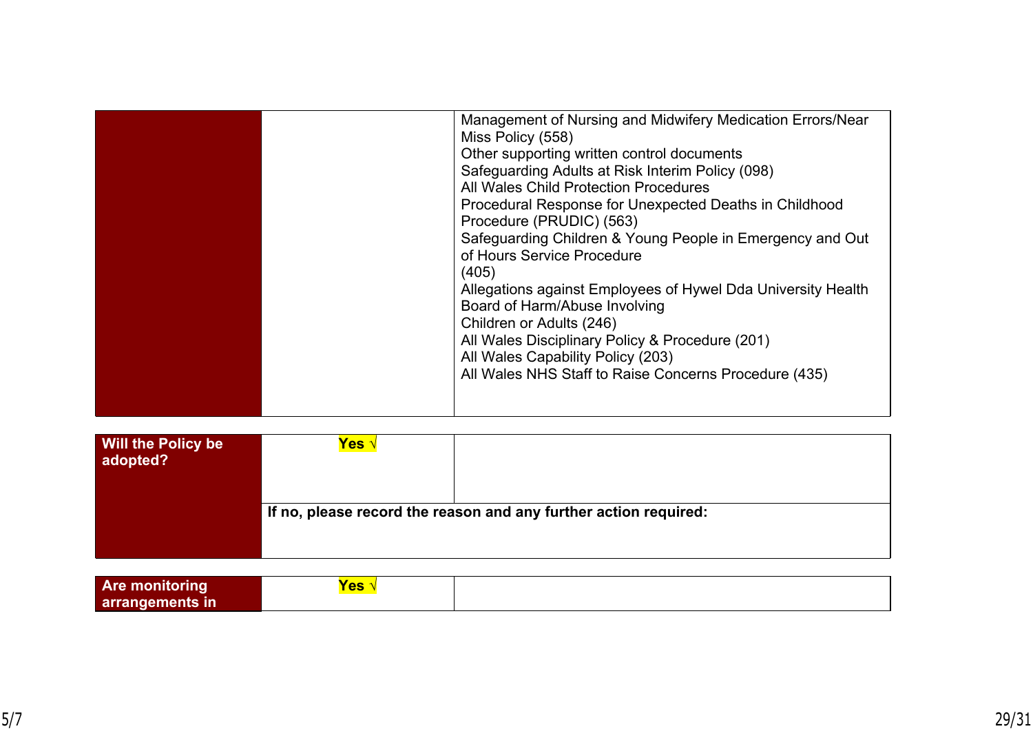| | | |
|---|---|---|
| | | Management of Nursing and Midwifery Medication Errors/Near Miss Policy (558)<br>Other supporting written control documents<br>Safeguarding Adults at Risk Interim Policy (098)<br>All Wales Child Protection Procedures<br>Procedural Response for Unexpected Deaths in Childhood Procedure (PRUDIC) (563)<br>Safeguarding Children & Young People in Emergency and Out of Hours Service Procedure<br>(405)<br>Allegations against Employees of Hywel Dda University Health Board of Harm/Abuse Involving<br>Children or Adults (246)<br>All Wales Disciplinary Policy & Procedure (201)<br>All Wales Capability Policy (203)<br>All Wales NHS Staff to Raise Concerns Procedure (435) |

| | | |
|---|---|---|
| **Will the Policy be adopted?** | **Yes** √ | |
| | **If no, please record the reason and any further action required:** | |

| | | |
|---|---|---|
| **Are monitoring arrangements in** | **Yes** √ | |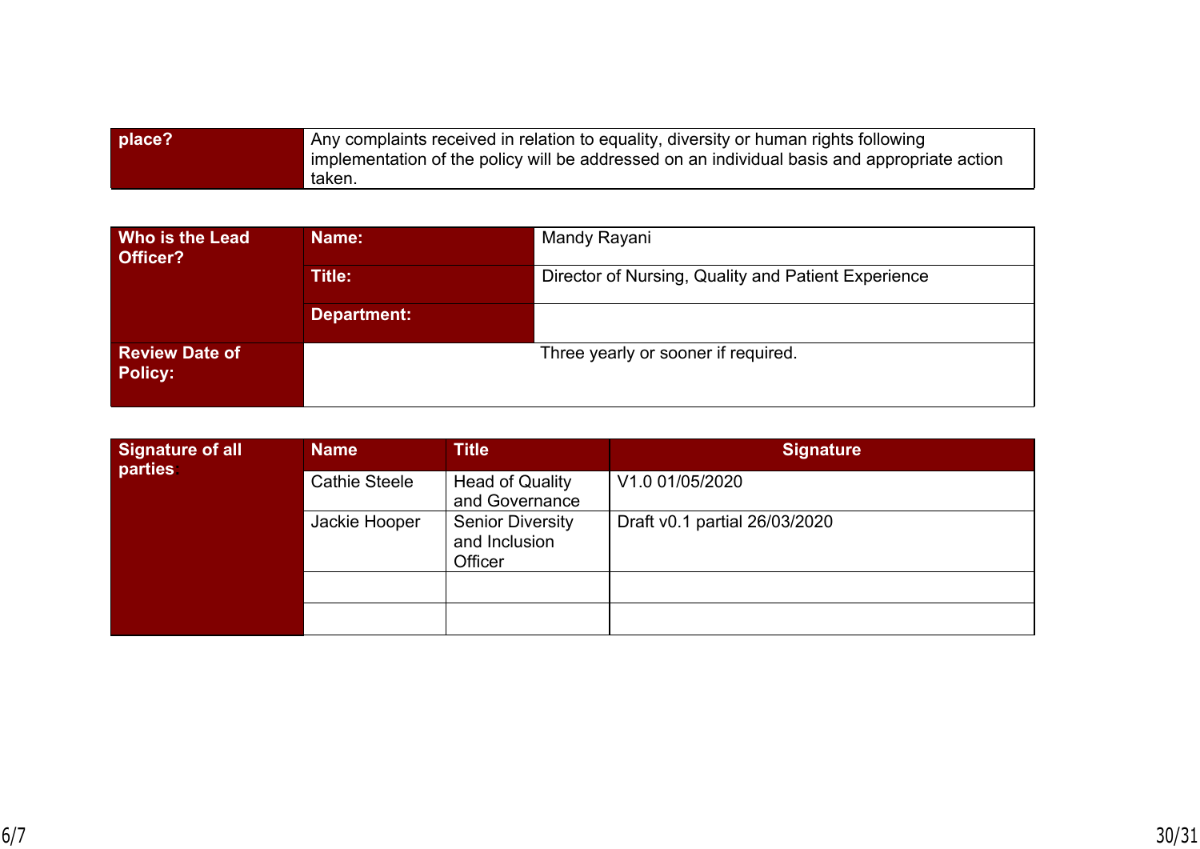| place? | Any complaints received in relation to equality, diversity or human rights following implementation of the policy will be addressed on an individual basis and appropriate action taken. |
|---|---|

| Who is the Lead Officer? | Name: | Mandy Rayani |
|---|---|---|
| | Title: | Director of Nursing, Quality and Patient Experience |
| | Department: | |
| Review Date of Policy: | Three yearly or sooner if required. | |

| Signature of all parties | Name | Title | Signature |
|---|---|---|---|
| | Cathie Steele | Head of Quality and Governance | V1.0 01/05/2020 |
| | Jackie Hooper | Senior Diversity and Inclusion Officer | Draft v0.1 partial 26/03/2020 |
| | | | |
| | | | |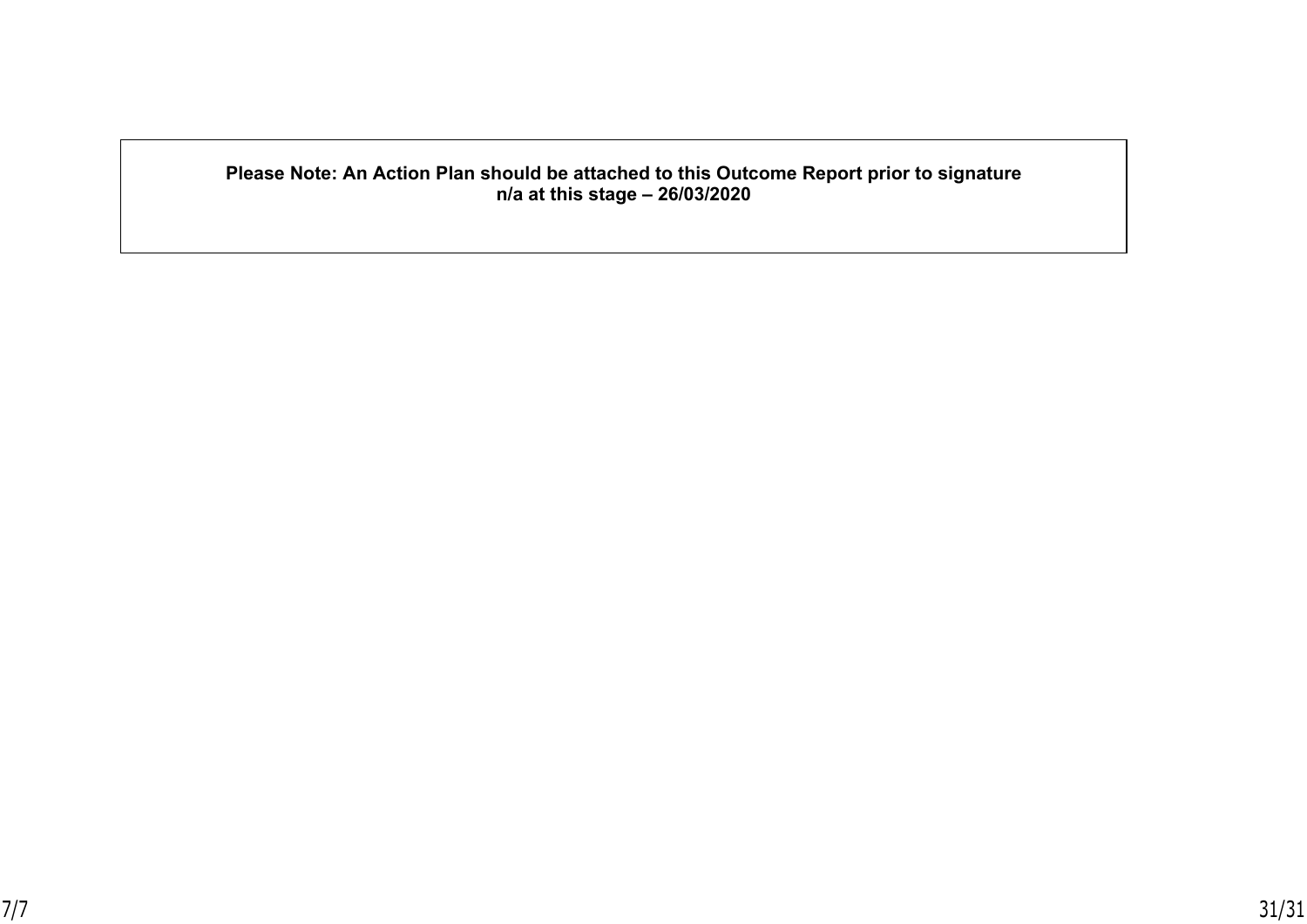**Please Note: An Action Plan should be attached to this Outcome Report prior to signature**
**n/a at this stage – 26/03/2020**